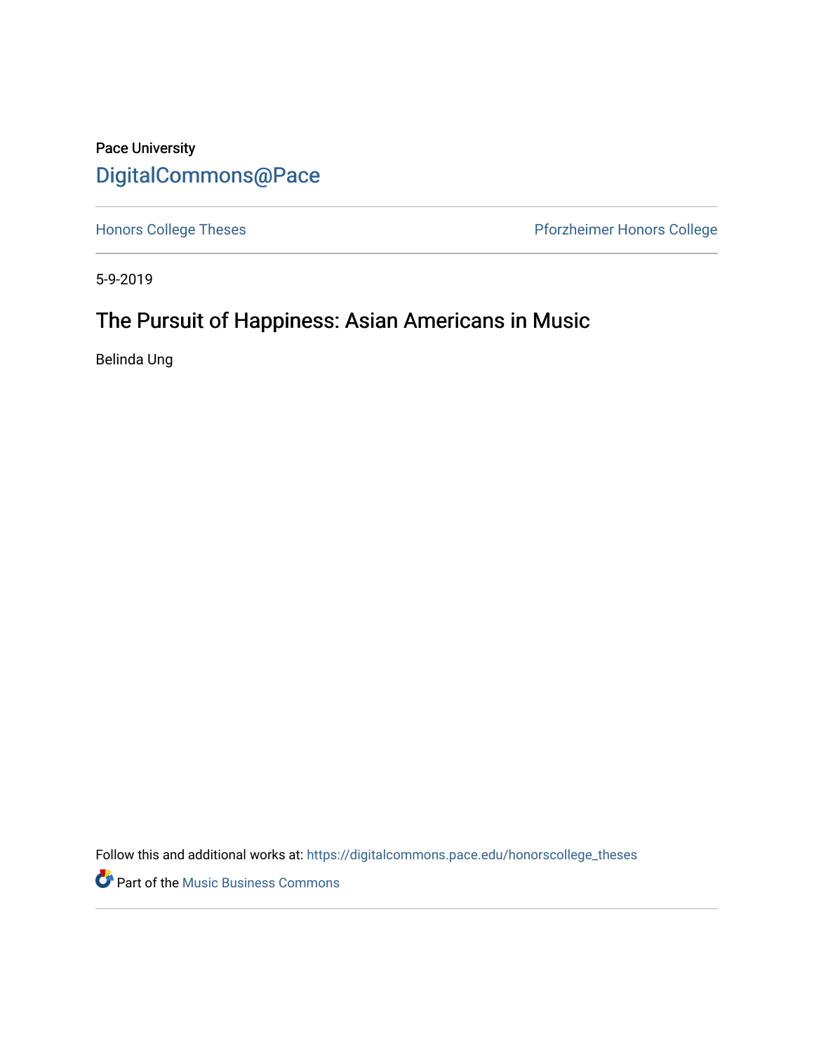Pace University

DigitalCommons@Pace

Honors College Theses

Pforzheimer Honors College

5-9-2019

# The Pursuit of Happiness: Asian Americans in Music

Belinda Ung

Follow this and additional works at: https://digitalcommons.pace.edu/honorscollege_theses

Part of the Music Business Commons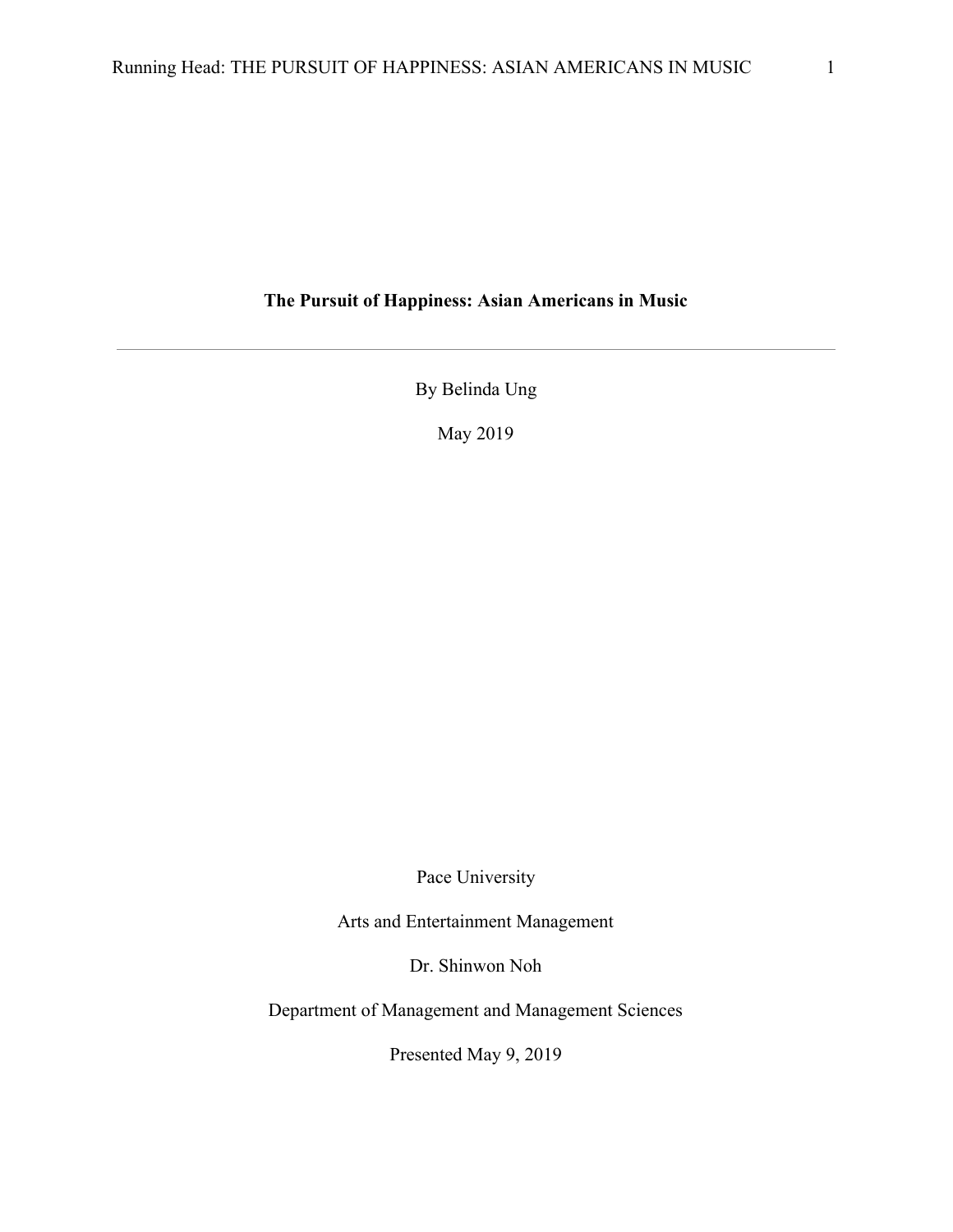# The Pursuit of Happiness: Asian Americans in Music

---

By Belinda Ung

May 2019

Pace University

Arts and Entertainment Management

Dr. Shinwon Noh

Department of Management and Management Sciences

Presented May 9, 2019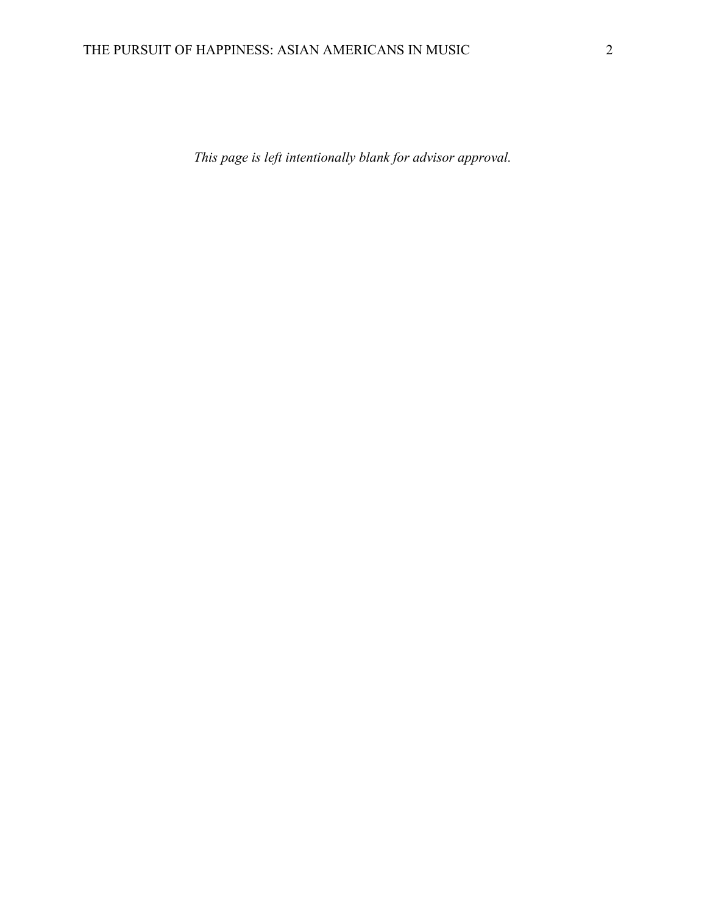*This page is left intentionally blank for advisor approval.*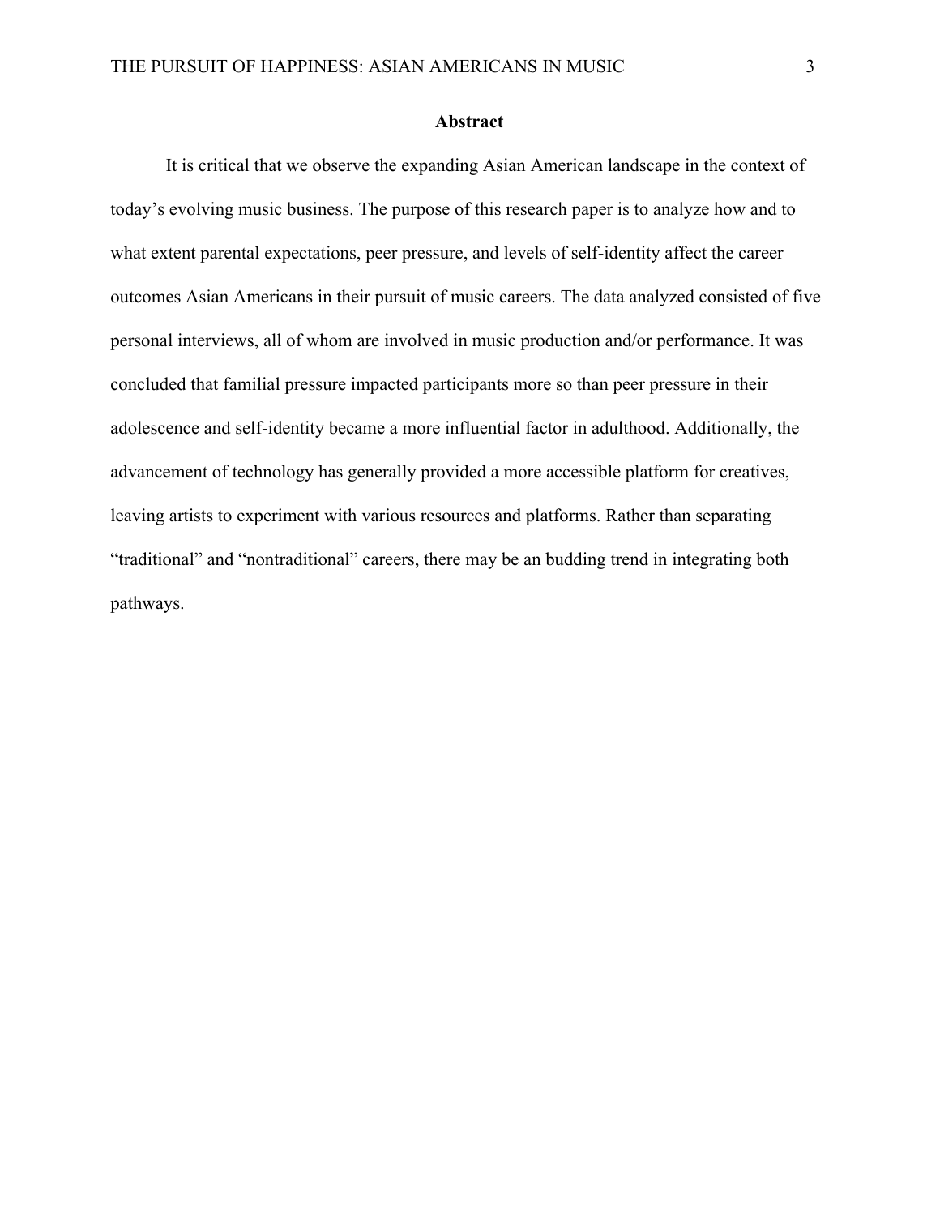## Abstract

It is critical that we observe the expanding Asian American landscape in the context of today's evolving music business. The purpose of this research paper is to analyze how and to what extent parental expectations, peer pressure, and levels of self-identity affect the career outcomes Asian Americans in their pursuit of music careers. The data analyzed consisted of five personal interviews, all of whom are involved in music production and/or performance. It was concluded that familial pressure impacted participants more so than peer pressure in their adolescence and self-identity became a more influential factor in adulthood. Additionally, the advancement of technology has generally provided a more accessible platform for creatives, leaving artists to experiment with various resources and platforms. Rather than separating "traditional" and "nontraditional" careers, there may be an budding trend in integrating both pathways.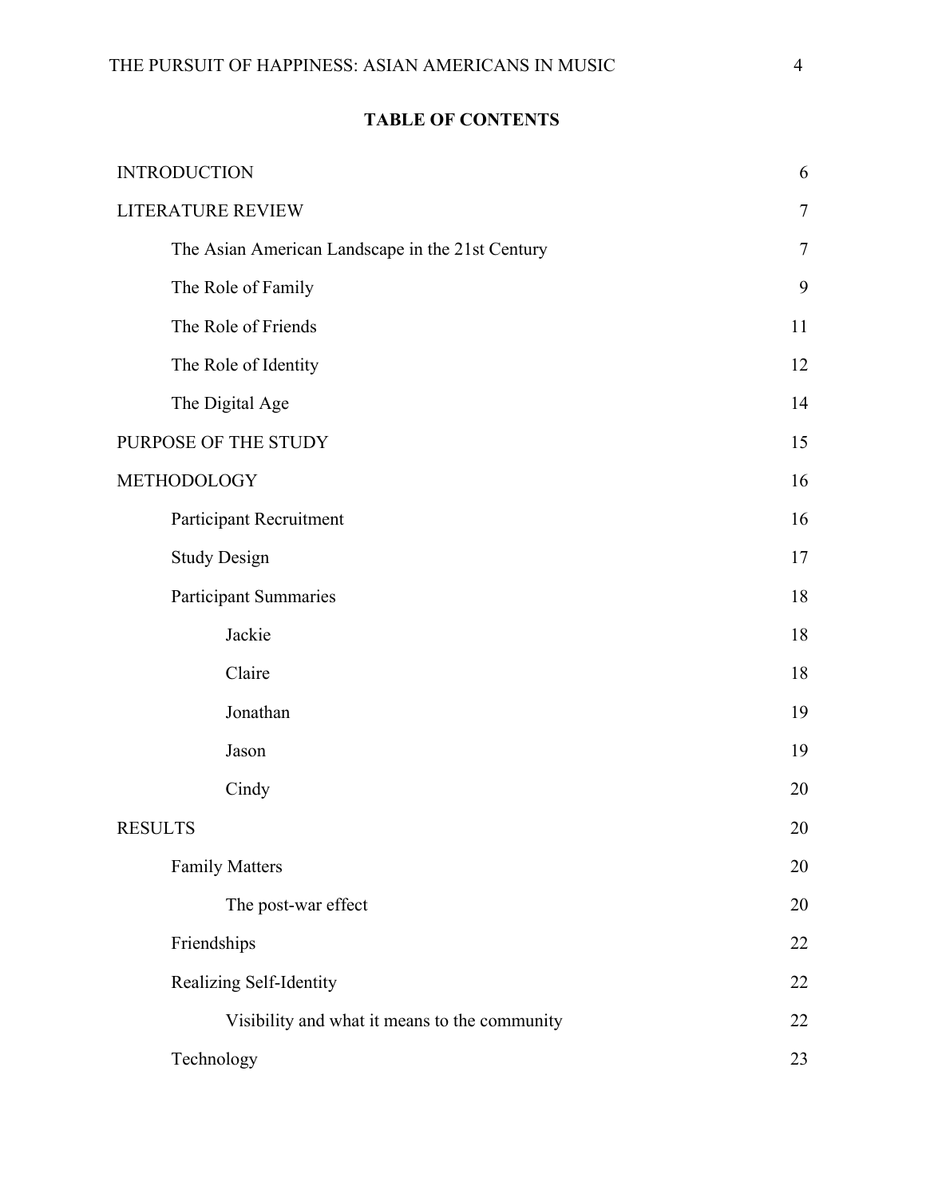## TABLE OF CONTENTS

| | |
|---|---|
| INTRODUCTION | 6 |
| LITERATURE REVIEW | 7 |
| &nbsp;&nbsp;&nbsp;&nbsp;The Asian American Landscape in the 21st Century | 7 |
| &nbsp;&nbsp;&nbsp;&nbsp;The Role of Family | 9 |
| &nbsp;&nbsp;&nbsp;&nbsp;The Role of Friends | 11 |
| &nbsp;&nbsp;&nbsp;&nbsp;The Role of Identity | 12 |
| &nbsp;&nbsp;&nbsp;&nbsp;The Digital Age | 14 |
| PURPOSE OF THE STUDY | 15 |
| METHODOLOGY | 16 |
| &nbsp;&nbsp;&nbsp;&nbsp;Participant Recruitment | 16 |
| &nbsp;&nbsp;&nbsp;&nbsp;Study Design | 17 |
| &nbsp;&nbsp;&nbsp;&nbsp;Participant Summaries | 18 |
| &nbsp;&nbsp;&nbsp;&nbsp;&nbsp;&nbsp;&nbsp;&nbsp;Jackie | 18 |
| &nbsp;&nbsp;&nbsp;&nbsp;&nbsp;&nbsp;&nbsp;&nbsp;Claire | 18 |
| &nbsp;&nbsp;&nbsp;&nbsp;&nbsp;&nbsp;&nbsp;&nbsp;Jonathan | 19 |
| &nbsp;&nbsp;&nbsp;&nbsp;&nbsp;&nbsp;&nbsp;&nbsp;Jason | 19 |
| &nbsp;&nbsp;&nbsp;&nbsp;&nbsp;&nbsp;&nbsp;&nbsp;Cindy | 20 |
| RESULTS | 20 |
| &nbsp;&nbsp;&nbsp;&nbsp;Family Matters | 20 |
| &nbsp;&nbsp;&nbsp;&nbsp;&nbsp;&nbsp;&nbsp;&nbsp;The post-war effect | 20 |
| &nbsp;&nbsp;&nbsp;&nbsp;Friendships | 22 |
| &nbsp;&nbsp;&nbsp;&nbsp;Realizing Self-Identity | 22 |
| &nbsp;&nbsp;&nbsp;&nbsp;&nbsp;&nbsp;&nbsp;&nbsp;Visibility and what it means to the community | 22 |
| &nbsp;&nbsp;&nbsp;&nbsp;Technology | 23 |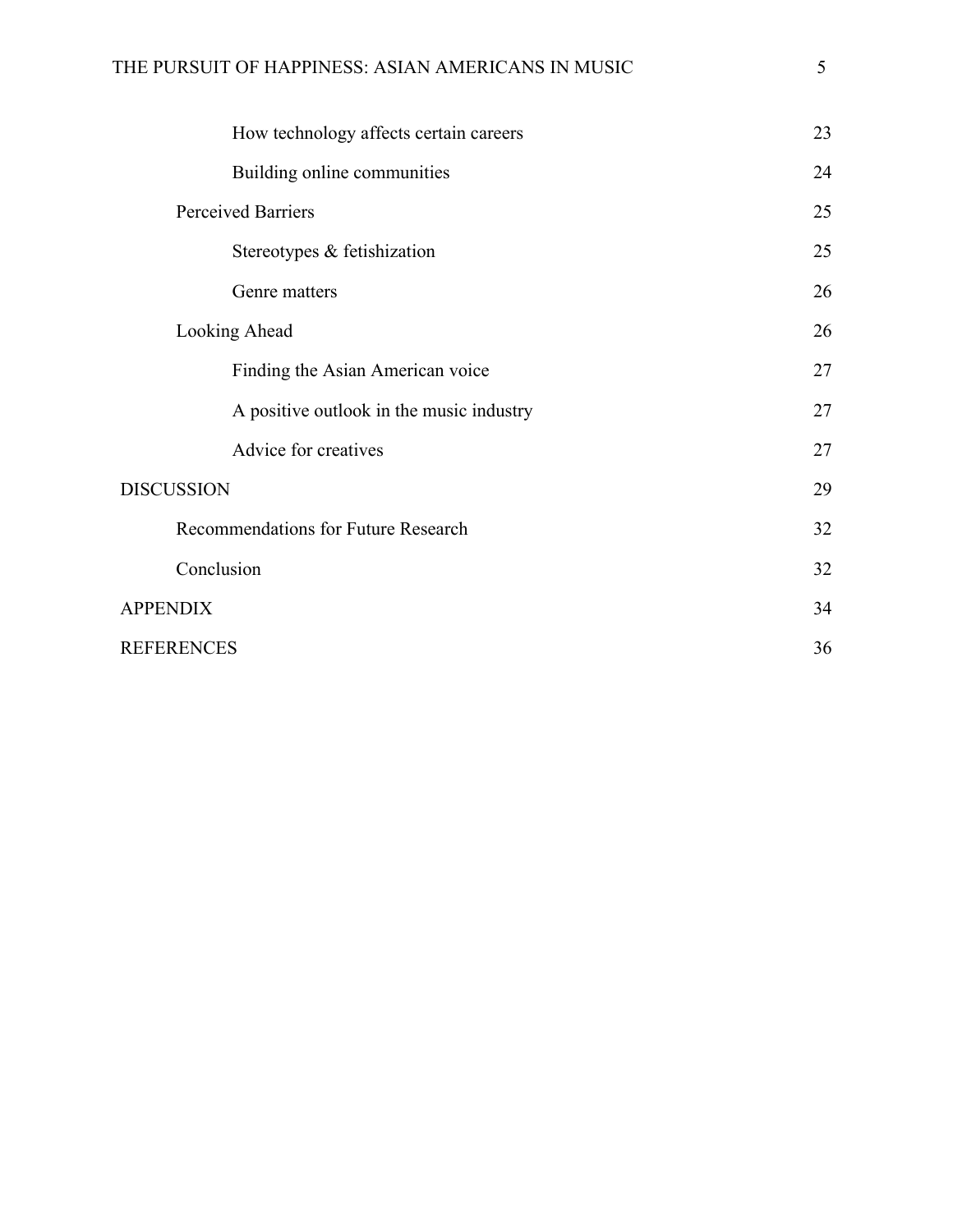How technology affects certain careers 23

Building online communities 24

Perceived Barriers 25

Stereotypes & fetishization 25

Genre matters 26

Looking Ahead 26

Finding the Asian American voice 27

A positive outlook in the music industry 27

Advice for creatives 27

DISCUSSION 29

Recommendations for Future Research 32

Conclusion 32

APPENDIX 34

REFERENCES 36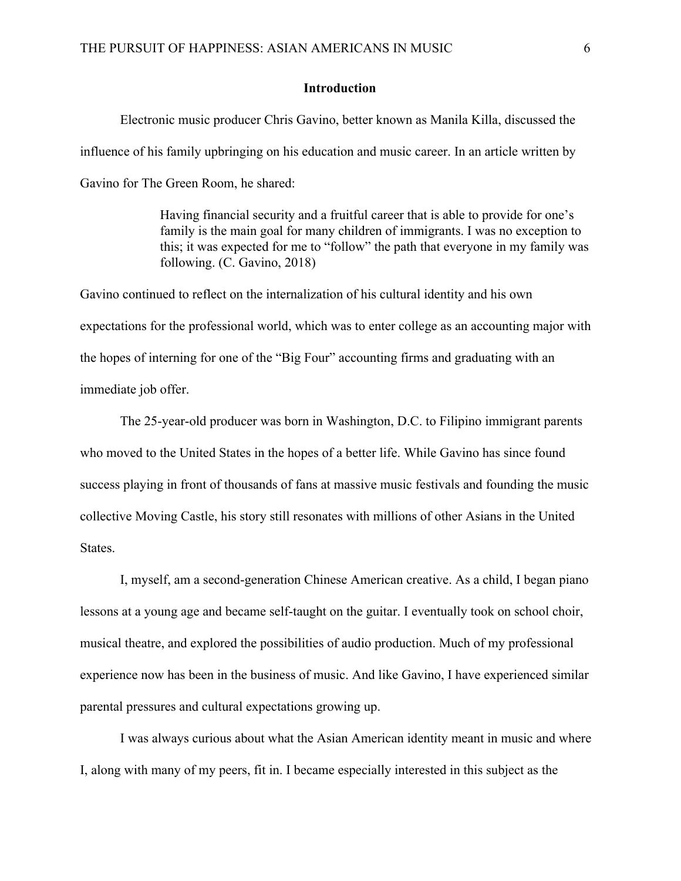## Introduction

Electronic music producer Chris Gavino, better known as Manila Killa, discussed the influence of his family upbringing on his education and music career. In an article written by Gavino for The Green Room, he shared:

> Having financial security and a fruitful career that is able to provide for one's family is the main goal for many children of immigrants. I was no exception to this; it was expected for me to "follow" the path that everyone in my family was following. (C. Gavino, 2018)

Gavino continued to reflect on the internalization of his cultural identity and his own expectations for the professional world, which was to enter college as an accounting major with the hopes of interning for one of the "Big Four" accounting firms and graduating with an immediate job offer.

The 25-year-old producer was born in Washington, D.C. to Filipino immigrant parents who moved to the United States in the hopes of a better life. While Gavino has since found success playing in front of thousands of fans at massive music festivals and founding the music collective Moving Castle, his story still resonates with millions of other Asians in the United States.

I, myself, am a second-generation Chinese American creative. As a child, I began piano lessons at a young age and became self-taught on the guitar. I eventually took on school choir, musical theatre, and explored the possibilities of audio production. Much of my professional experience now has been in the business of music. And like Gavino, I have experienced similar parental pressures and cultural expectations growing up.

I was always curious about what the Asian American identity meant in music and where I, along with many of my peers, fit in. I became especially interested in this subject as the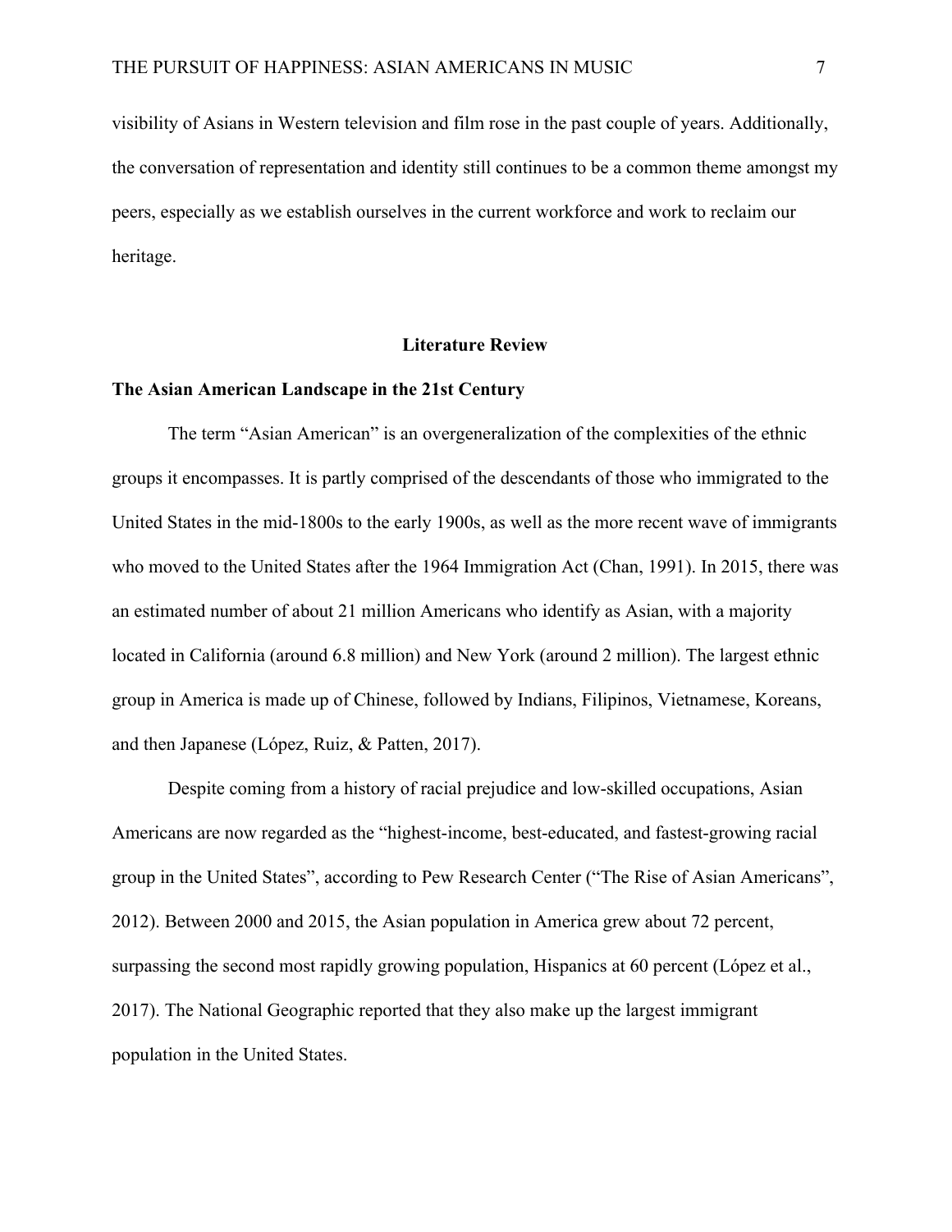visibility of Asians in Western television and film rose in the past couple of years. Additionally, the conversation of representation and identity still continues to be a common theme amongst my peers, especially as we establish ourselves in the current workforce and work to reclaim our heritage.

## Literature Review

### The Asian American Landscape in the 21st Century

The term "Asian American" is an overgeneralization of the complexities of the ethnic groups it encompasses. It is partly comprised of the descendants of those who immigrated to the United States in the mid-1800s to the early 1900s, as well as the more recent wave of immigrants who moved to the United States after the 1964 Immigration Act (Chan, 1991). In 2015, there was an estimated number of about 21 million Americans who identify as Asian, with a majority located in California (around 6.8 million) and New York (around 2 million). The largest ethnic group in America is made up of Chinese, followed by Indians, Filipinos, Vietnamese, Koreans, and then Japanese (López, Ruiz, & Patten, 2017).

Despite coming from a history of racial prejudice and low-skilled occupations, Asian Americans are now regarded as the "highest-income, best-educated, and fastest-growing racial group in the United States", according to Pew Research Center ("The Rise of Asian Americans", 2012). Between 2000 and 2015, the Asian population in America grew about 72 percent, surpassing the second most rapidly growing population, Hispanics at 60 percent (López et al., 2017). The National Geographic reported that they also make up the largest immigrant population in the United States.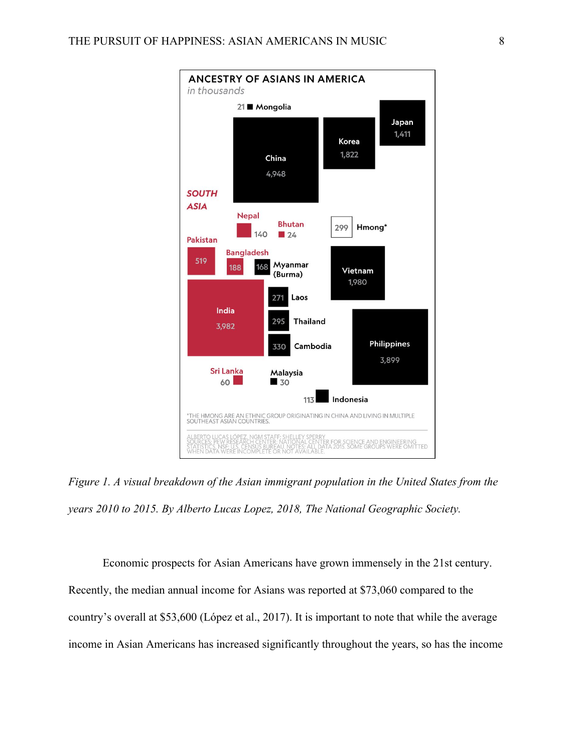**ANCESTRY OF ASIANS IN AMERICA**
*in thousands*

21 Mongolia

China 4,948

Korea 1,822

Japan 1,411

*SOUTH ASIA*

Nepal 140

Bhutan 24

299 Hmong*

Pakistan 519

Bangladesh 188

168 Myanmar (Burma)

Vietnam 1,980

India 3,982

271 Laos

295 Thailand

330 Cambodia

Philippines 3,899

Sri Lanka 60

Malaysia 30

113 Indonesia

*THE HMONG ARE AN ETHNIC GROUP ORIGINATING IN CHINA AND LIVING IN MULTIPLE SOUTHEAST ASIAN COUNTRIES.

ALBERTO LUCAS LÓPEZ, NGM STAFF; SHELLEY SPERRY
SOURCES: PEW RESEARCH CENTER; NATIONAL CENTER FOR SCIENCE AND ENGINEERING STATISTICS, NSF; U.S. CENSUS BUREAU. NOTES: ALL DATA 2015. SOME GROUPS WERE OMITTED WHEN DATA WERE INCOMPLETE OR NOT AVAILABLE.

*Figure 1. A visual breakdown of the Asian immigrant population in the United States from the years 2010 to 2015. By Alberto Lucas Lopez, 2018, The National Geographic Society.*

Economic prospects for Asian Americans have grown immensely in the 21st century. Recently, the median annual income for Asians was reported at $73,060 compared to the country's overall at $53,600 (López et al., 2017). It is important to note that while the average income in Asian Americans has increased significantly throughout the years, so has the income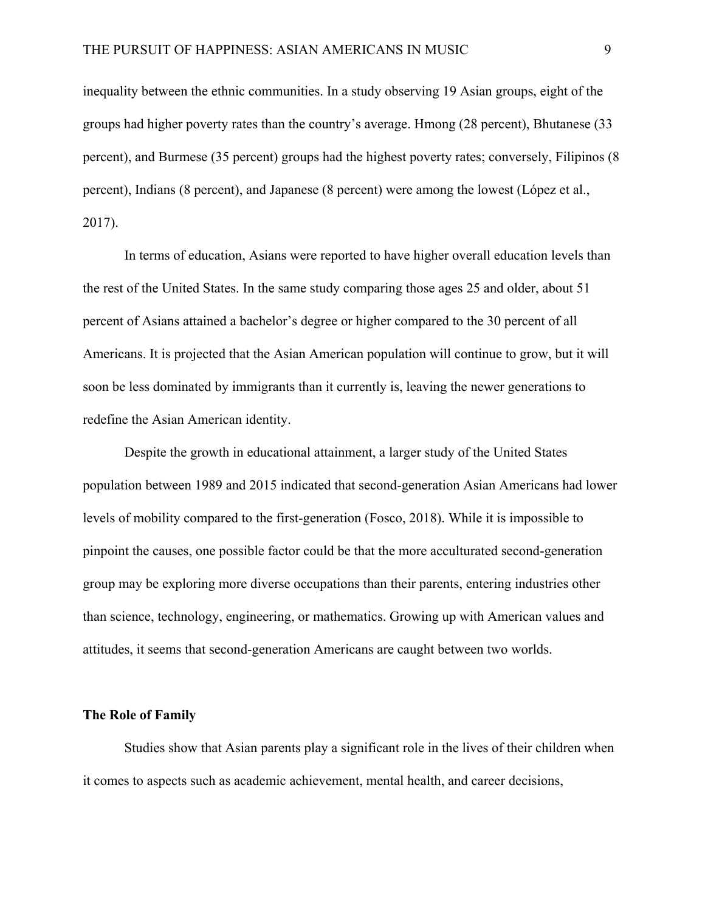inequality between the ethnic communities. In a study observing 19 Asian groups, eight of the groups had higher poverty rates than the country's average. Hmong (28 percent), Bhutanese (33 percent), and Burmese (35 percent) groups had the highest poverty rates; conversely, Filipinos (8 percent), Indians (8 percent), and Japanese (8 percent) were among the lowest (López et al., 2017).

In terms of education, Asians were reported to have higher overall education levels than the rest of the United States. In the same study comparing those ages 25 and older, about 51 percent of Asians attained a bachelor's degree or higher compared to the 30 percent of all Americans. It is projected that the Asian American population will continue to grow, but it will soon be less dominated by immigrants than it currently is, leaving the newer generations to redefine the Asian American identity.

Despite the growth in educational attainment, a larger study of the United States population between 1989 and 2015 indicated that second-generation Asian Americans had lower levels of mobility compared to the first-generation (Fosco, 2018). While it is impossible to pinpoint the causes, one possible factor could be that the more acculturated second-generation group may be exploring more diverse occupations than their parents, entering industries other than science, technology, engineering, or mathematics. Growing up with American values and attitudes, it seems that second-generation Americans are caught between two worlds.

**The Role of Family**

Studies show that Asian parents play a significant role in the lives of their children when it comes to aspects such as academic achievement, mental health, and career decisions,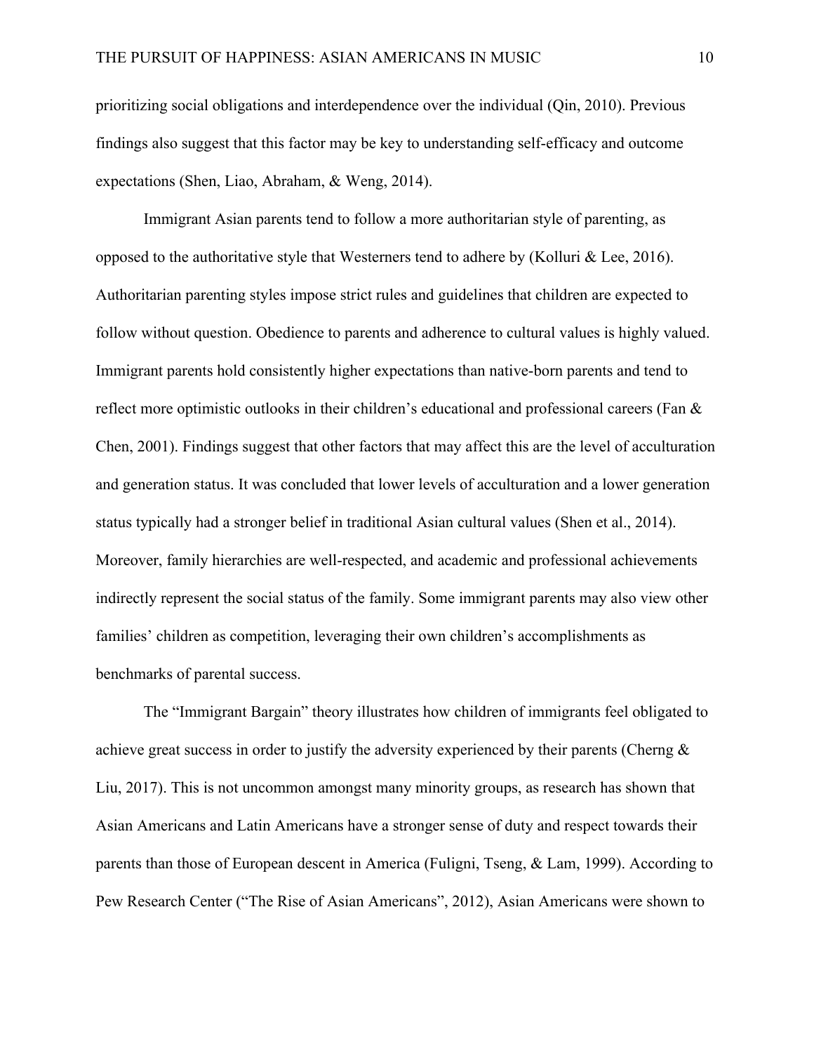prioritizing social obligations and interdependence over the individual (Qin, 2010). Previous findings also suggest that this factor may be key to understanding self-efficacy and outcome expectations (Shen, Liao, Abraham, & Weng, 2014).

Immigrant Asian parents tend to follow a more authoritarian style of parenting, as opposed to the authoritative style that Westerners tend to adhere by (Kolluri & Lee, 2016). Authoritarian parenting styles impose strict rules and guidelines that children are expected to follow without question. Obedience to parents and adherence to cultural values is highly valued. Immigrant parents hold consistently higher expectations than native-born parents and tend to reflect more optimistic outlooks in their children's educational and professional careers (Fan & Chen, 2001). Findings suggest that other factors that may affect this are the level of acculturation and generation status. It was concluded that lower levels of acculturation and a lower generation status typically had a stronger belief in traditional Asian cultural values (Shen et al., 2014). Moreover, family hierarchies are well-respected, and academic and professional achievements indirectly represent the social status of the family. Some immigrant parents may also view other families' children as competition, leveraging their own children's accomplishments as benchmarks of parental success.

The "Immigrant Bargain" theory illustrates how children of immigrants feel obligated to achieve great success in order to justify the adversity experienced by their parents (Cherng & Liu, 2017). This is not uncommon amongst many minority groups, as research has shown that Asian Americans and Latin Americans have a stronger sense of duty and respect towards their parents than those of European descent in America (Fuligni, Tseng, & Lam, 1999). According to Pew Research Center ("The Rise of Asian Americans", 2012), Asian Americans were shown to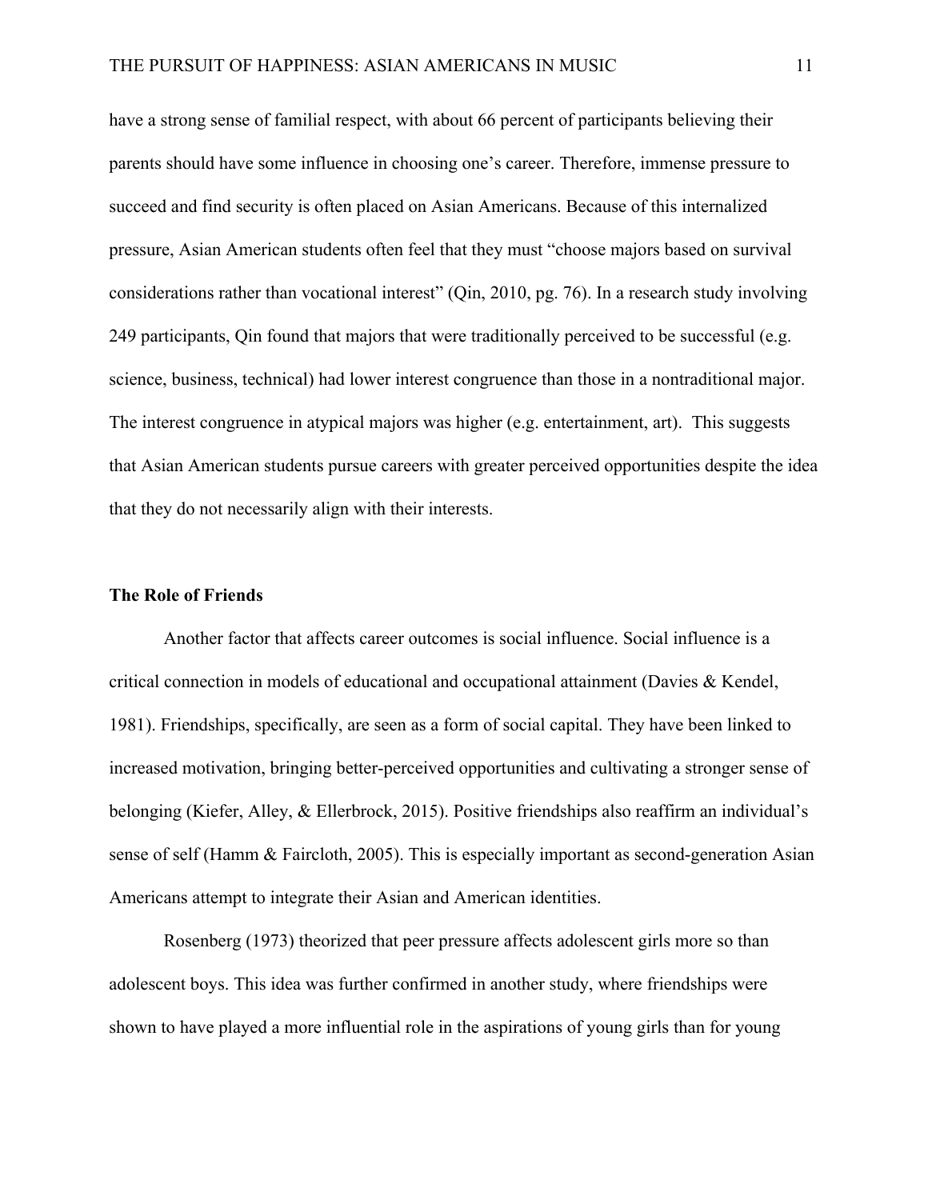have a strong sense of familial respect, with about 66 percent of participants believing their parents should have some influence in choosing one's career. Therefore, immense pressure to succeed and find security is often placed on Asian Americans. Because of this internalized pressure, Asian American students often feel that they must "choose majors based on survival considerations rather than vocational interest" (Qin, 2010, pg. 76). In a research study involving 249 participants, Qin found that majors that were traditionally perceived to be successful (e.g. science, business, technical) had lower interest congruence than those in a nontraditional major. The interest congruence in atypical majors was higher (e.g. entertainment, art). This suggests that Asian American students pursue careers with greater perceived opportunities despite the idea that they do not necessarily align with their interests.

### The Role of Friends

Another factor that affects career outcomes is social influence. Social influence is a critical connection in models of educational and occupational attainment (Davies & Kendel, 1981). Friendships, specifically, are seen as a form of social capital. They have been linked to increased motivation, bringing better-perceived opportunities and cultivating a stronger sense of belonging (Kiefer, Alley, & Ellerbrock, 2015). Positive friendships also reaffirm an individual's sense of self (Hamm & Faircloth, 2005). This is especially important as second-generation Asian Americans attempt to integrate their Asian and American identities.

Rosenberg (1973) theorized that peer pressure affects adolescent girls more so than adolescent boys. This idea was further confirmed in another study, where friendships were shown to have played a more influential role in the aspirations of young girls than for young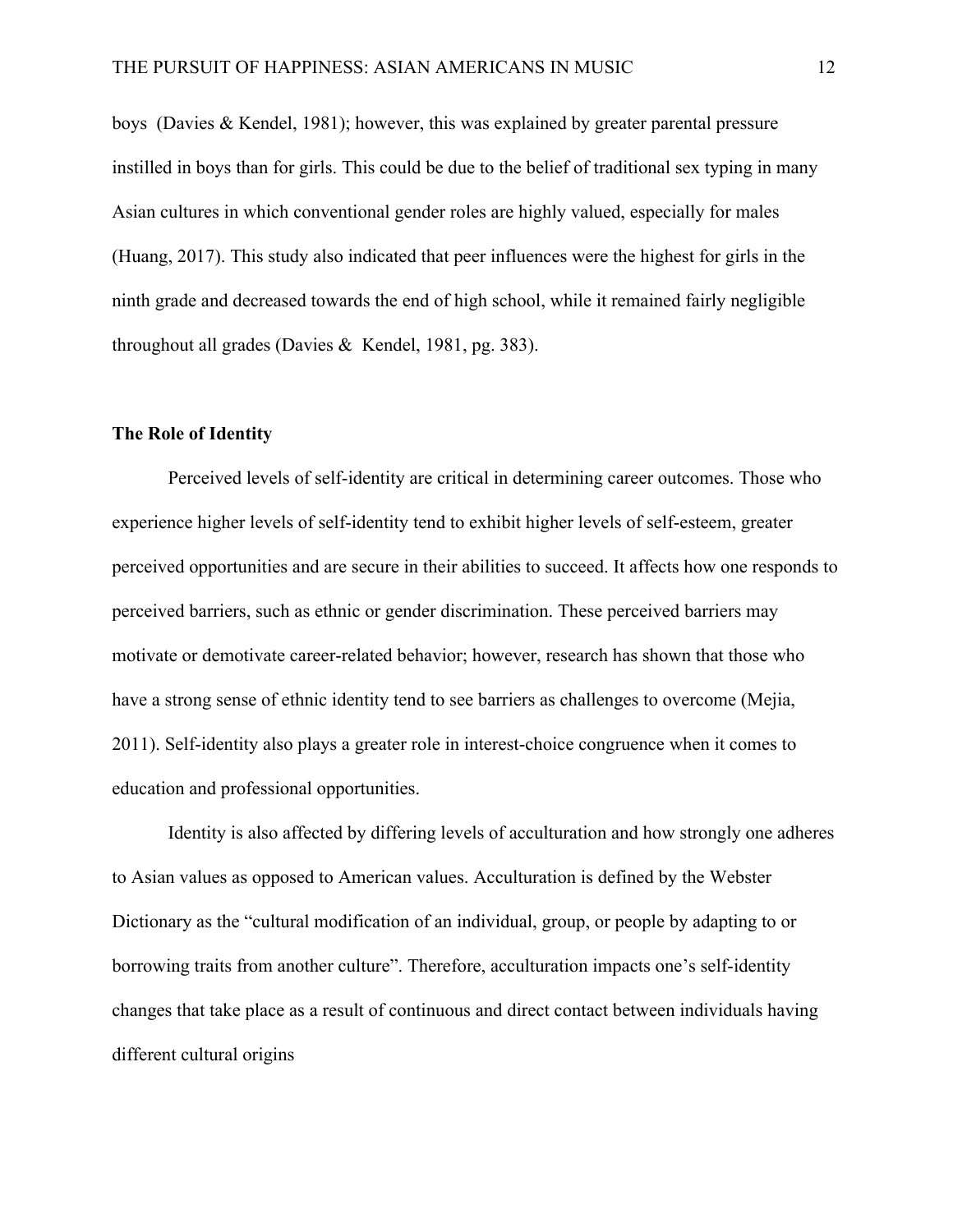boys (Davies & Kendel, 1981); however, this was explained by greater parental pressure instilled in boys than for girls. This could be due to the belief of traditional sex typing in many Asian cultures in which conventional gender roles are highly valued, especially for males (Huang, 2017). This study also indicated that peer influences were the highest for girls in the ninth grade and decreased towards the end of high school, while it remained fairly negligible throughout all grades (Davies & Kendel, 1981, pg. 383).

**The Role of Identity**

Perceived levels of self-identity are critical in determining career outcomes. Those who experience higher levels of self-identity tend to exhibit higher levels of self-esteem, greater perceived opportunities and are secure in their abilities to succeed. It affects how one responds to perceived barriers, such as ethnic or gender discrimination. These perceived barriers may motivate or demotivate career-related behavior; however, research has shown that those who have a strong sense of ethnic identity tend to see barriers as challenges to overcome (Mejia, 2011). Self-identity also plays a greater role in interest-choice congruence when it comes to education and professional opportunities.

Identity is also affected by differing levels of acculturation and how strongly one adheres to Asian values as opposed to American values. Acculturation is defined by the Webster Dictionary as the "cultural modification of an individual, group, or people by adapting to or borrowing traits from another culture". Therefore, acculturation impacts one's self-identity changes that take place as a result of continuous and direct contact between individuals having different cultural origins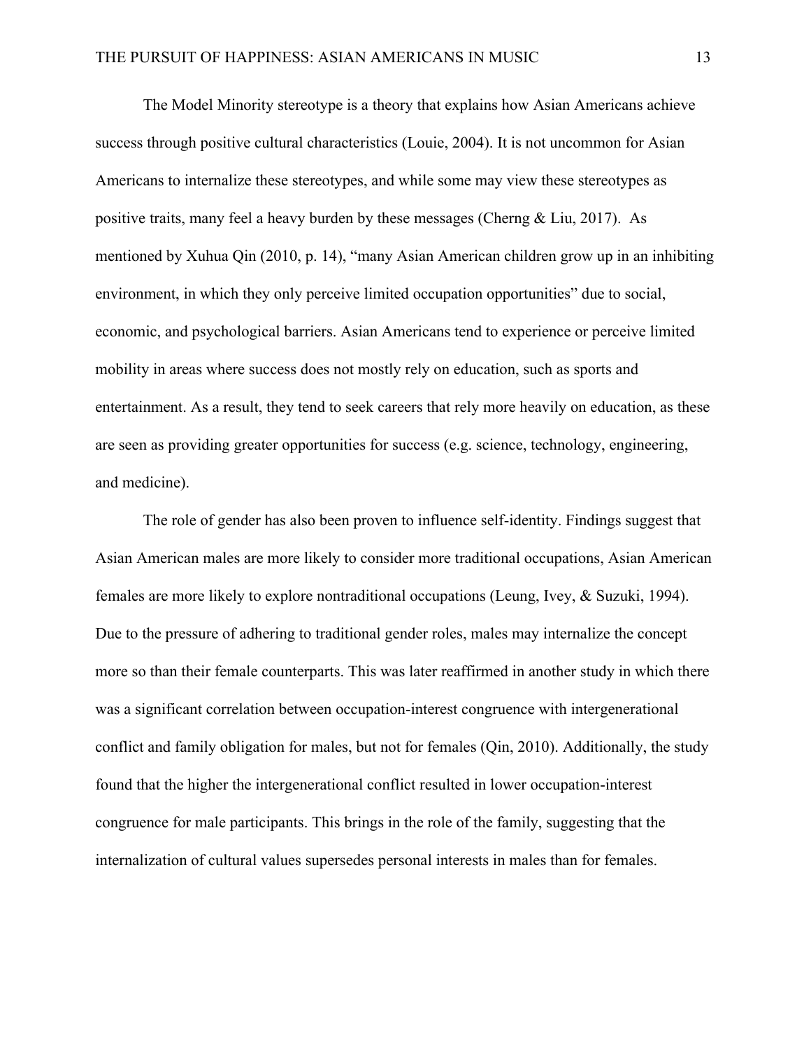The Model Minority stereotype is a theory that explains how Asian Americans achieve success through positive cultural characteristics (Louie, 2004). It is not uncommon for Asian Americans to internalize these stereotypes, and while some may view these stereotypes as positive traits, many feel a heavy burden by these messages (Cherng & Liu, 2017). As mentioned by Xuhua Qin (2010, p. 14), "many Asian American children grow up in an inhibiting environment, in which they only perceive limited occupation opportunities" due to social, economic, and psychological barriers. Asian Americans tend to experience or perceive limited mobility in areas where success does not mostly rely on education, such as sports and entertainment. As a result, they tend to seek careers that rely more heavily on education, as these are seen as providing greater opportunities for success (e.g. science, technology, engineering, and medicine).

The role of gender has also been proven to influence self-identity. Findings suggest that Asian American males are more likely to consider more traditional occupations, Asian American females are more likely to explore nontraditional occupations (Leung, Ivey, & Suzuki, 1994). Due to the pressure of adhering to traditional gender roles, males may internalize the concept more so than their female counterparts. This was later reaffirmed in another study in which there was a significant correlation between occupation-interest congruence with intergenerational conflict and family obligation for males, but not for females (Qin, 2010). Additionally, the study found that the higher the intergenerational conflict resulted in lower occupation-interest congruence for male participants. This brings in the role of the family, suggesting that the internalization of cultural values supersedes personal interests in males than for females.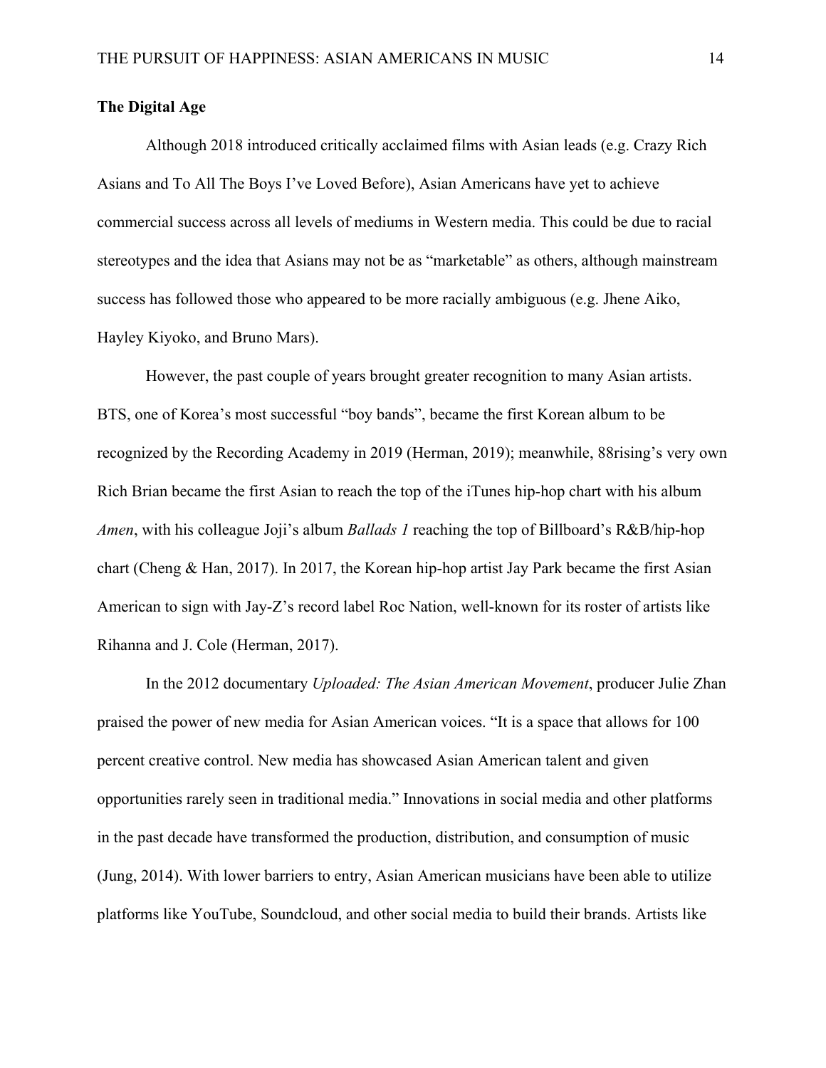**The Digital Age**

Although 2018 introduced critically acclaimed films with Asian leads (e.g. Crazy Rich Asians and To All The Boys I've Loved Before), Asian Americans have yet to achieve commercial success across all levels of mediums in Western media. This could be due to racial stereotypes and the idea that Asians may not be as "marketable" as others, although mainstream success has followed those who appeared to be more racially ambiguous (e.g. Jhene Aiko, Hayley Kiyoko, and Bruno Mars).

However, the past couple of years brought greater recognition to many Asian artists. BTS, one of Korea's most successful "boy bands", became the first Korean album to be recognized by the Recording Academy in 2019 (Herman, 2019); meanwhile, 88rising's very own Rich Brian became the first Asian to reach the top of the iTunes hip-hop chart with his album *Amen*, with his colleague Joji's album *Ballads 1* reaching the top of Billboard's R&B/hip-hop chart (Cheng & Han, 2017). In 2017, the Korean hip-hop artist Jay Park became the first Asian American to sign with Jay-Z's record label Roc Nation, well-known for its roster of artists like Rihanna and J. Cole (Herman, 2017).

In the 2012 documentary *Uploaded: The Asian American Movement*, producer Julie Zhan praised the power of new media for Asian American voices. "It is a space that allows for 100 percent creative control. New media has showcased Asian American talent and given opportunities rarely seen in traditional media." Innovations in social media and other platforms in the past decade have transformed the production, distribution, and consumption of music (Jung, 2014). With lower barriers to entry, Asian American musicians have been able to utilize platforms like YouTube, Soundcloud, and other social media to build their brands. Artists like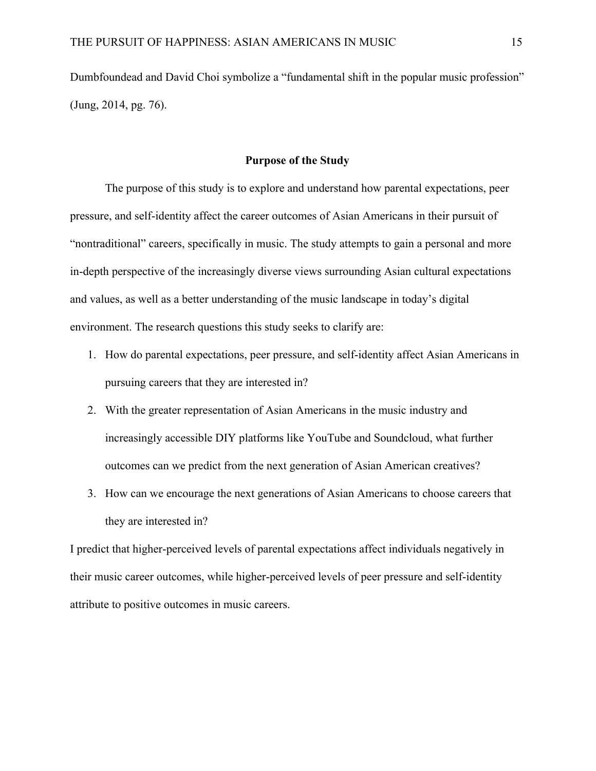Dumbfoundead and David Choi symbolize a "fundamental shift in the popular music profession" (Jung, 2014, pg. 76).

## Purpose of the Study

The purpose of this study is to explore and understand how parental expectations, peer pressure, and self-identity affect the career outcomes of Asian Americans in their pursuit of "nontraditional" careers, specifically in music. The study attempts to gain a personal and more in-depth perspective of the increasingly diverse views surrounding Asian cultural expectations and values, as well as a better understanding of the music landscape in today's digital environment. The research questions this study seeks to clarify are:

1. How do parental expectations, peer pressure, and self-identity affect Asian Americans in pursuing careers that they are interested in?
2. With the greater representation of Asian Americans in the music industry and increasingly accessible DIY platforms like YouTube and Soundcloud, what further outcomes can we predict from the next generation of Asian American creatives?
3. How can we encourage the next generations of Asian Americans to choose careers that they are interested in?

I predict that higher-perceived levels of parental expectations affect individuals negatively in their music career outcomes, while higher-perceived levels of peer pressure and self-identity attribute to positive outcomes in music careers.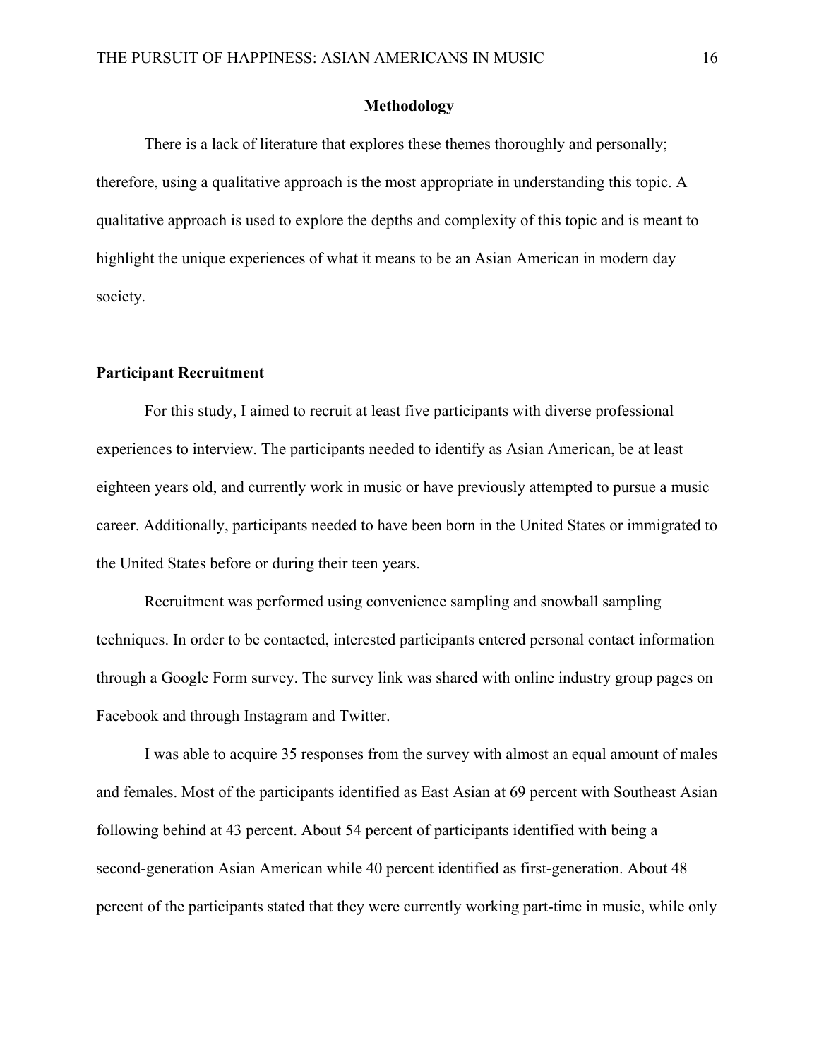## Methodology

There is a lack of literature that explores these themes thoroughly and personally; therefore, using a qualitative approach is the most appropriate in understanding this topic. A qualitative approach is used to explore the depths and complexity of this topic and is meant to highlight the unique experiences of what it means to be an Asian American in modern day society.

### Participant Recruitment

For this study, I aimed to recruit at least five participants with diverse professional experiences to interview. The participants needed to identify as Asian American, be at least eighteen years old, and currently work in music or have previously attempted to pursue a music career. Additionally, participants needed to have been born in the United States or immigrated to the United States before or during their teen years.

Recruitment was performed using convenience sampling and snowball sampling techniques. In order to be contacted, interested participants entered personal contact information through a Google Form survey. The survey link was shared with online industry group pages on Facebook and through Instagram and Twitter.

I was able to acquire 35 responses from the survey with almost an equal amount of males and females. Most of the participants identified as East Asian at 69 percent with Southeast Asian following behind at 43 percent. About 54 percent of participants identified with being a second-generation Asian American while 40 percent identified as first-generation. About 48 percent of the participants stated that they were currently working part-time in music, while only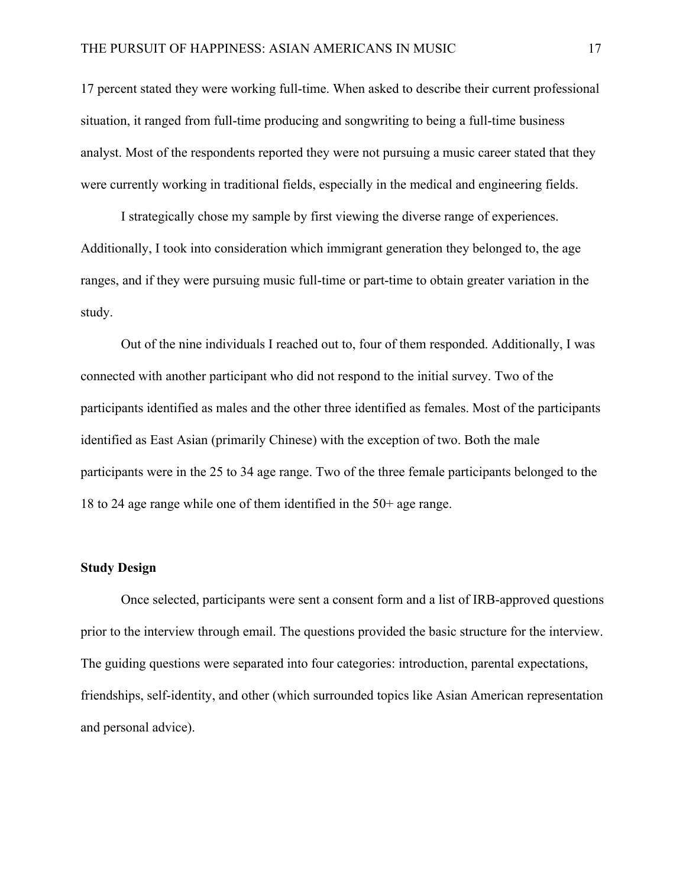17 percent stated they were working full-time. When asked to describe their current professional situation, it ranged from full-time producing and songwriting to being a full-time business analyst. Most of the respondents reported they were not pursuing a music career stated that they were currently working in traditional fields, especially in the medical and engineering fields.

I strategically chose my sample by first viewing the diverse range of experiences. Additionally, I took into consideration which immigrant generation they belonged to, the age ranges, and if they were pursuing music full-time or part-time to obtain greater variation in the study.

Out of the nine individuals I reached out to, four of them responded. Additionally, I was connected with another participant who did not respond to the initial survey. Two of the participants identified as males and the other three identified as females. Most of the participants identified as East Asian (primarily Chinese) with the exception of two. Both the male participants were in the 25 to 34 age range. Two of the three female participants belonged to the 18 to 24 age range while one of them identified in the 50+ age range.

### Study Design

Once selected, participants were sent a consent form and a list of IRB-approved questions prior to the interview through email. The questions provided the basic structure for the interview. The guiding questions were separated into four categories: introduction, parental expectations, friendships, self-identity, and other (which surrounded topics like Asian American representation and personal advice).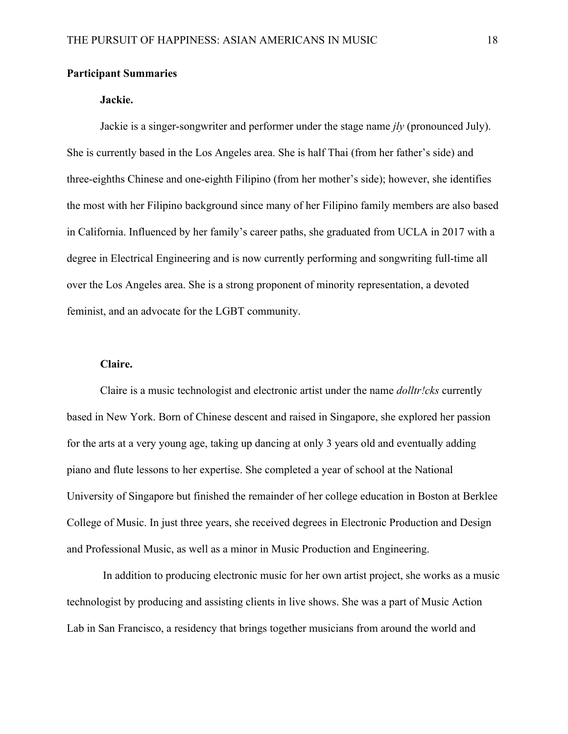**Participant Summaries**

**Jackie.**

Jackie is a singer-songwriter and performer under the stage name *jly* (pronounced July). She is currently based in the Los Angeles area. She is half Thai (from her father's side) and three-eighths Chinese and one-eighth Filipino (from her mother's side); however, she identifies the most with her Filipino background since many of her Filipino family members are also based in California. Influenced by her family's career paths, she graduated from UCLA in 2017 with a degree in Electrical Engineering and is now currently performing and songwriting full-time all over the Los Angeles area. She is a strong proponent of minority representation, a devoted feminist, and an advocate for the LGBT community.

**Claire.**

Claire is a music technologist and electronic artist under the name *dolltr!cks* currently based in New York. Born of Chinese descent and raised in Singapore, she explored her passion for the arts at a very young age, taking up dancing at only 3 years old and eventually adding piano and flute lessons to her expertise. She completed a year of school at the National University of Singapore but finished the remainder of her college education in Boston at Berklee College of Music. In just three years, she received degrees in Electronic Production and Design and Professional Music, as well as a minor in Music Production and Engineering.

In addition to producing electronic music for her own artist project, she works as a music technologist by producing and assisting clients in live shows. She was a part of Music Action Lab in San Francisco, a residency that brings together musicians from around the world and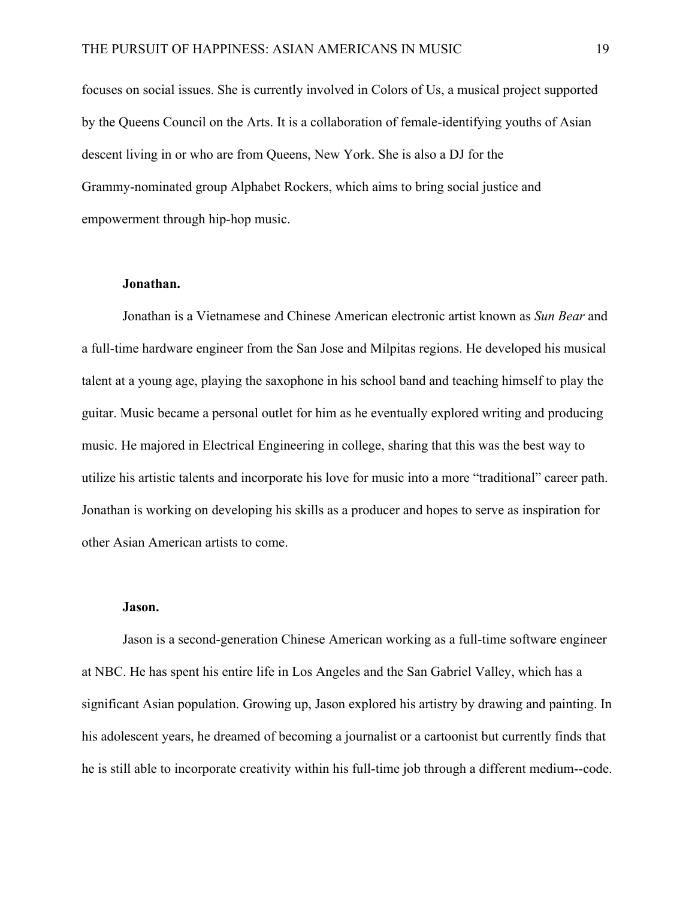focuses on social issues. She is currently involved in Colors of Us, a musical project supported by the Queens Council on the Arts. It is a collaboration of female-identifying youths of Asian descent living in or who are from Queens, New York. She is also a DJ for the Grammy-nominated group Alphabet Rockers, which aims to bring social justice and empowerment through hip-hop music.

**Jonathan.**

Jonathan is a Vietnamese and Chinese American electronic artist known as *Sun Bear* and a full-time hardware engineer from the San Jose and Milpitas regions. He developed his musical talent at a young age, playing the saxophone in his school band and teaching himself to play the guitar. Music became a personal outlet for him as he eventually explored writing and producing music. He majored in Electrical Engineering in college, sharing that this was the best way to utilize his artistic talents and incorporate his love for music into a more "traditional" career path. Jonathan is working on developing his skills as a producer and hopes to serve as inspiration for other Asian American artists to come.

**Jason.**

Jason is a second-generation Chinese American working as a full-time software engineer at NBC. He has spent his entire life in Los Angeles and the San Gabriel Valley, which has a significant Asian population. Growing up, Jason explored his artistry by drawing and painting. In his adolescent years, he dreamed of becoming a journalist or a cartoonist but currently finds that he is still able to incorporate creativity within his full-time job through a different medium--code.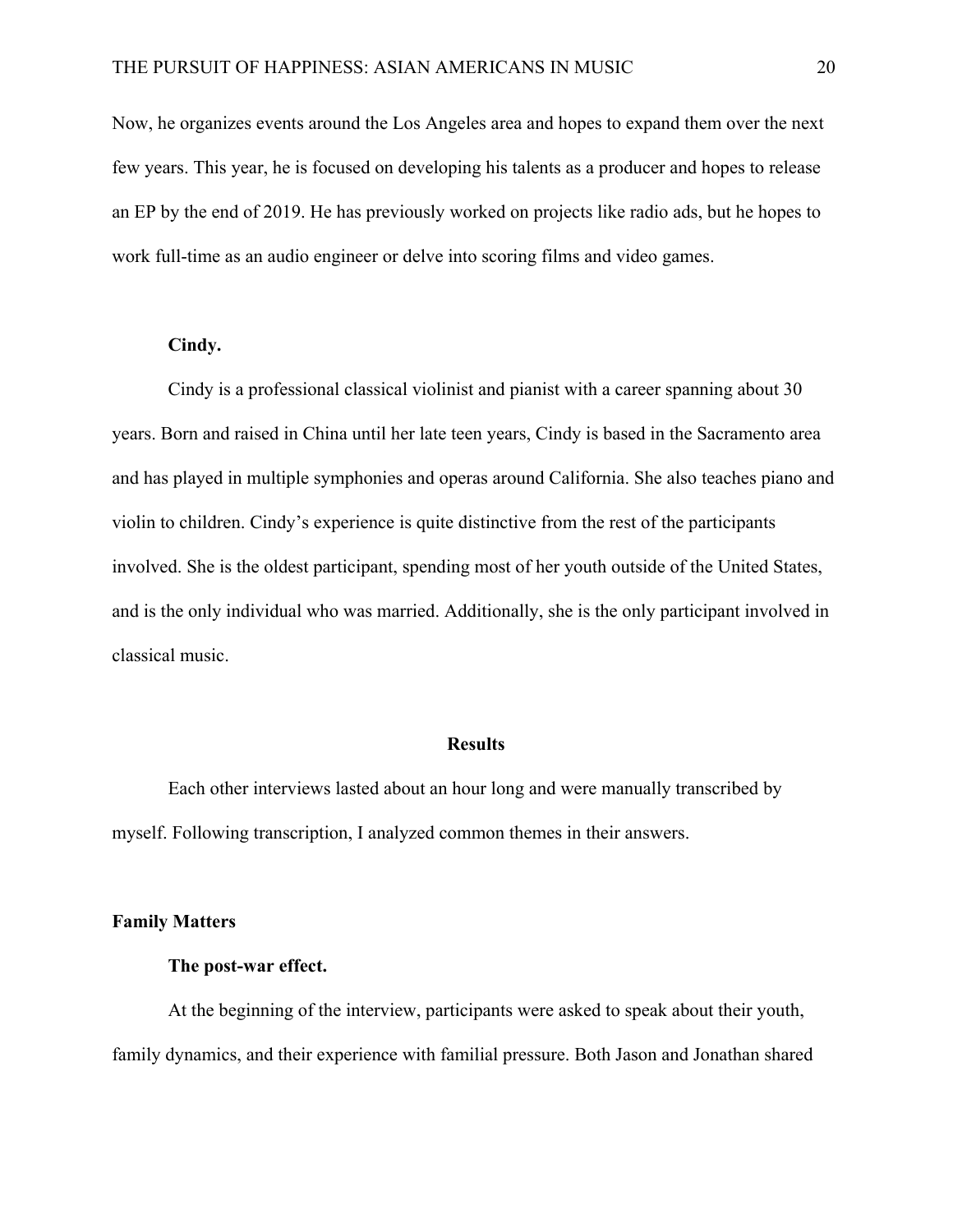Now, he organizes events around the Los Angeles area and hopes to expand them over the next few years. This year, he is focused on developing his talents as a producer and hopes to release an EP by the end of 2019. He has previously worked on projects like radio ads, but he hopes to work full-time as an audio engineer or delve into scoring films and video games.

**Cindy.**

Cindy is a professional classical violinist and pianist with a career spanning about 30 years. Born and raised in China until her late teen years, Cindy is based in the Sacramento area and has played in multiple symphonies and operas around California. She also teaches piano and violin to children. Cindy's experience is quite distinctive from the rest of the participants involved. She is the oldest participant, spending most of her youth outside of the United States, and is the only individual who was married. Additionally, she is the only participant involved in classical music.

## Results

Each other interviews lasted about an hour long and were manually transcribed by myself. Following transcription, I analyzed common themes in their answers.

### Family Matters

**The post-war effect.**

At the beginning of the interview, participants were asked to speak about their youth, family dynamics, and their experience with familial pressure. Both Jason and Jonathan shared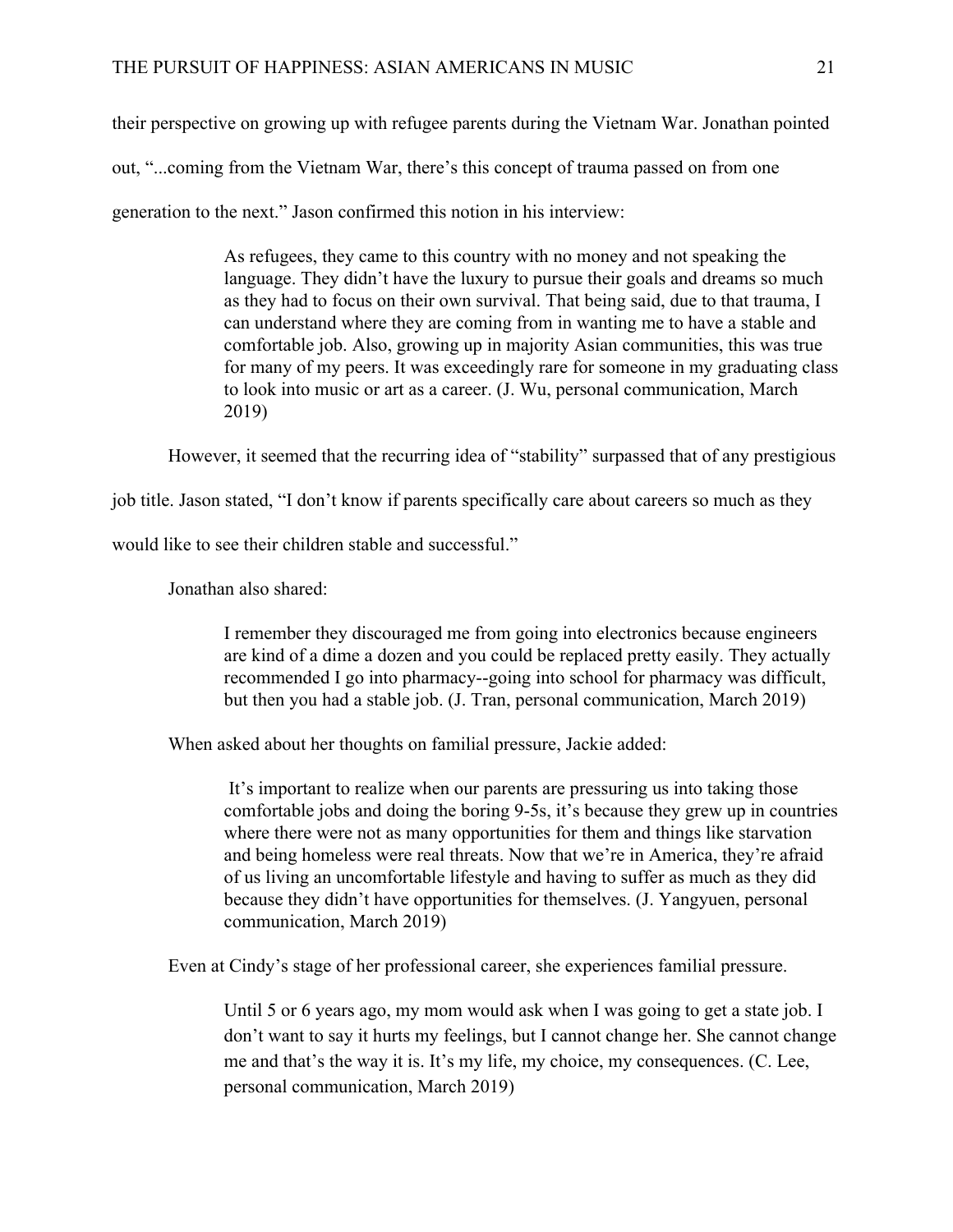their perspective on growing up with refugee parents during the Vietnam War. Jonathan pointed out, "...coming from the Vietnam War, there's this concept of trauma passed on from one generation to the next." Jason confirmed this notion in his interview:

> As refugees, they came to this country with no money and not speaking the language. They didn't have the luxury to pursue their goals and dreams so much as they had to focus on their own survival. That being said, due to that trauma, I can understand where they are coming from in wanting me to have a stable and comfortable job. Also, growing up in majority Asian communities, this was true for many of my peers. It was exceedingly rare for someone in my graduating class to look into music or art as a career. (J. Wu, personal communication, March 2019)

However, it seemed that the recurring idea of "stability" surpassed that of any prestigious job title. Jason stated, "I don't know if parents specifically care about careers so much as they would like to see their children stable and successful."

Jonathan also shared:

> I remember they discouraged me from going into electronics because engineers are kind of a dime a dozen and you could be replaced pretty easily. They actually recommended I go into pharmacy--going into school for pharmacy was difficult, but then you had a stable job. (J. Tran, personal communication, March 2019)

When asked about her thoughts on familial pressure, Jackie added:

> It's important to realize when our parents are pressuring us into taking those comfortable jobs and doing the boring 9-5s, it's because they grew up in countries where there were not as many opportunities for them and things like starvation and being homeless were real threats. Now that we're in America, they're afraid of us living an uncomfortable lifestyle and having to suffer as much as they did because they didn't have opportunities for themselves. (J. Yangyuen, personal communication, March 2019)

Even at Cindy's stage of her professional career, she experiences familial pressure.

> Until 5 or 6 years ago, my mom would ask when I was going to get a state job. I don't want to say it hurts my feelings, but I cannot change her. She cannot change me and that's the way it is. It's my life, my choice, my consequences. (C. Lee, personal communication, March 2019)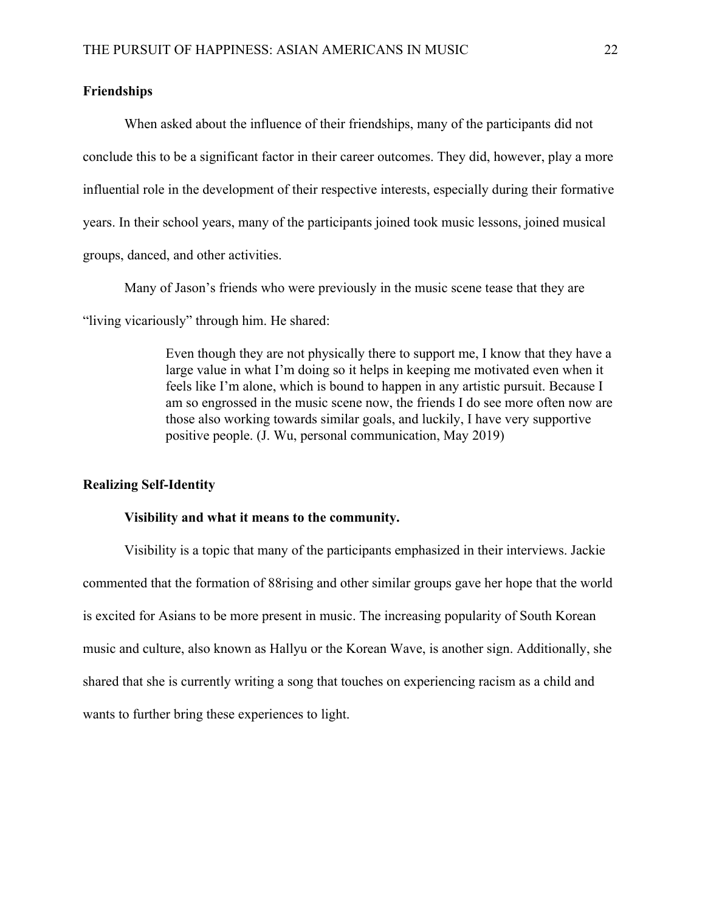## Friendships

When asked about the influence of their friendships, many of the participants did not conclude this to be a significant factor in their career outcomes. They did, however, play a more influential role in the development of their respective interests, especially during their formative years. In their school years, many of the participants joined took music lessons, joined musical groups, danced, and other activities.

Many of Jason's friends who were previously in the music scene tease that they are "living vicariously" through him. He shared:

> Even though they are not physically there to support me, I know that they have a large value in what I'm doing so it helps in keeping me motivated even when it feels like I'm alone, which is bound to happen in any artistic pursuit. Because I am so engrossed in the music scene now, the friends I do see more often now are those also working towards similar goals, and luckily, I have very supportive positive people. (J. Wu, personal communication, May 2019)

## Realizing Self-Identity

### Visibility and what it means to the community.

Visibility is a topic that many of the participants emphasized in their interviews. Jackie commented that the formation of 88rising and other similar groups gave her hope that the world is excited for Asians to be more present in music. The increasing popularity of South Korean music and culture, also known as Hallyu or the Korean Wave, is another sign. Additionally, she shared that she is currently writing a song that touches on experiencing racism as a child and wants to further bring these experiences to light.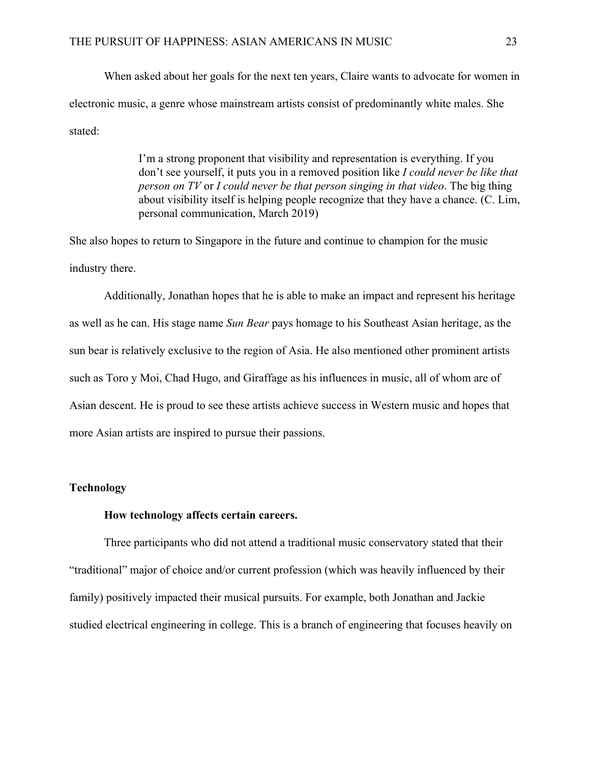When asked about her goals for the next ten years, Claire wants to advocate for women in electronic music, a genre whose mainstream artists consist of predominantly white males. She stated:

> I'm a strong proponent that visibility and representation is everything. If you don't see yourself, it puts you in a removed position like *I could never be like that person on TV* or *I could never be that person singing in that video*. The big thing about visibility itself is helping people recognize that they have a chance. (C. Lim, personal communication, March 2019)

She also hopes to return to Singapore in the future and continue to champion for the music industry there.

Additionally, Jonathan hopes that he is able to make an impact and represent his heritage as well as he can. His stage name *Sun Bear* pays homage to his Southeast Asian heritage, as the sun bear is relatively exclusive to the region of Asia. He also mentioned other prominent artists such as Toro y Moi, Chad Hugo, and Giraffage as his influences in music, all of whom are of Asian descent. He is proud to see these artists achieve success in Western music and hopes that more Asian artists are inspired to pursue their passions.

## Technology

### How technology affects certain careers.

Three participants who did not attend a traditional music conservatory stated that their "traditional" major of choice and/or current profession (which was heavily influenced by their family) positively impacted their musical pursuits. For example, both Jonathan and Jackie studied electrical engineering in college. This is a branch of engineering that focuses heavily on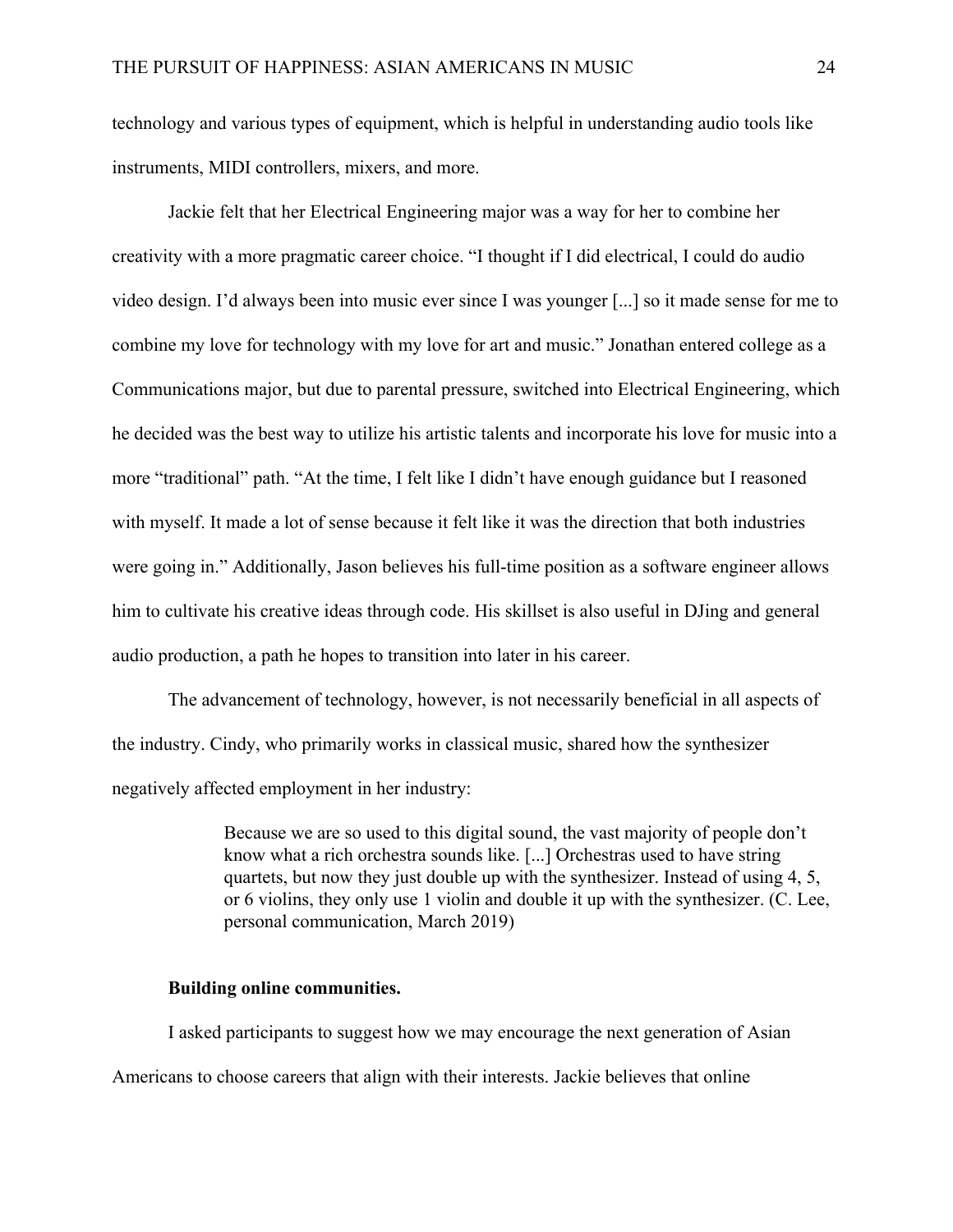technology and various types of equipment, which is helpful in understanding audio tools like instruments, MIDI controllers, mixers, and more.

Jackie felt that her Electrical Engineering major was a way for her to combine her creativity with a more pragmatic career choice. "I thought if I did electrical, I could do audio video design. I'd always been into music ever since I was younger [...] so it made sense for me to combine my love for technology with my love for art and music." Jonathan entered college as a Communications major, but due to parental pressure, switched into Electrical Engineering, which he decided was the best way to utilize his artistic talents and incorporate his love for music into a more "traditional" path. "At the time, I felt like I didn't have enough guidance but I reasoned with myself. It made a lot of sense because it felt like it was the direction that both industries were going in." Additionally, Jason believes his full-time position as a software engineer allows him to cultivate his creative ideas through code. His skillset is also useful in DJing and general audio production, a path he hopes to transition into later in his career.

The advancement of technology, however, is not necessarily beneficial in all aspects of the industry. Cindy, who primarily works in classical music, shared how the synthesizer negatively affected employment in her industry:

> Because we are so used to this digital sound, the vast majority of people don't know what a rich orchestra sounds like. [...] Orchestras used to have string quartets, but now they just double up with the synthesizer. Instead of using 4, 5, or 6 violins, they only use 1 violin and double it up with the synthesizer. (C. Lee, personal communication, March 2019)

**Building online communities.**

I asked participants to suggest how we may encourage the next generation of Asian Americans to choose careers that align with their interests. Jackie believes that online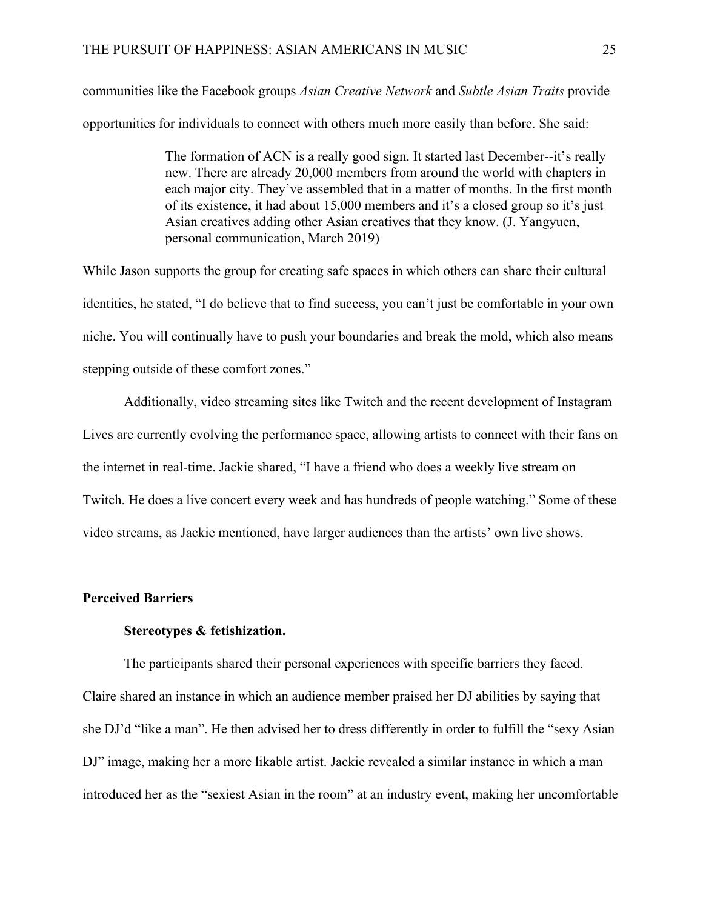communities like the Facebook groups *Asian Creative Network* and *Subtle Asian Traits* provide opportunities for individuals to connect with others much more easily than before. She said:

> The formation of ACN is a really good sign. It started last December--it's really new. There are already 20,000 members from around the world with chapters in each major city. They've assembled that in a matter of months. In the first month of its existence, it had about 15,000 members and it's a closed group so it's just Asian creatives adding other Asian creatives that they know. (J. Yangyuen, personal communication, March 2019)

While Jason supports the group for creating safe spaces in which others can share their cultural identities, he stated, "I do believe that to find success, you can't just be comfortable in your own niche. You will continually have to push your boundaries and break the mold, which also means stepping outside of these comfort zones."

Additionally, video streaming sites like Twitch and the recent development of Instagram Lives are currently evolving the performance space, allowing artists to connect with their fans on the internet in real-time. Jackie shared, "I have a friend who does a weekly live stream on Twitch. He does a live concert every week and has hundreds of people watching." Some of these video streams, as Jackie mentioned, have larger audiences than the artists' own live shows.

## Perceived Barriers

### Stereotypes & fetishization.

The participants shared their personal experiences with specific barriers they faced. Claire shared an instance in which an audience member praised her DJ abilities by saying that she DJ'd "like a man". He then advised her to dress differently in order to fulfill the "sexy Asian DJ" image, making her a more likable artist. Jackie revealed a similar instance in which a man introduced her as the "sexiest Asian in the room" at an industry event, making her uncomfortable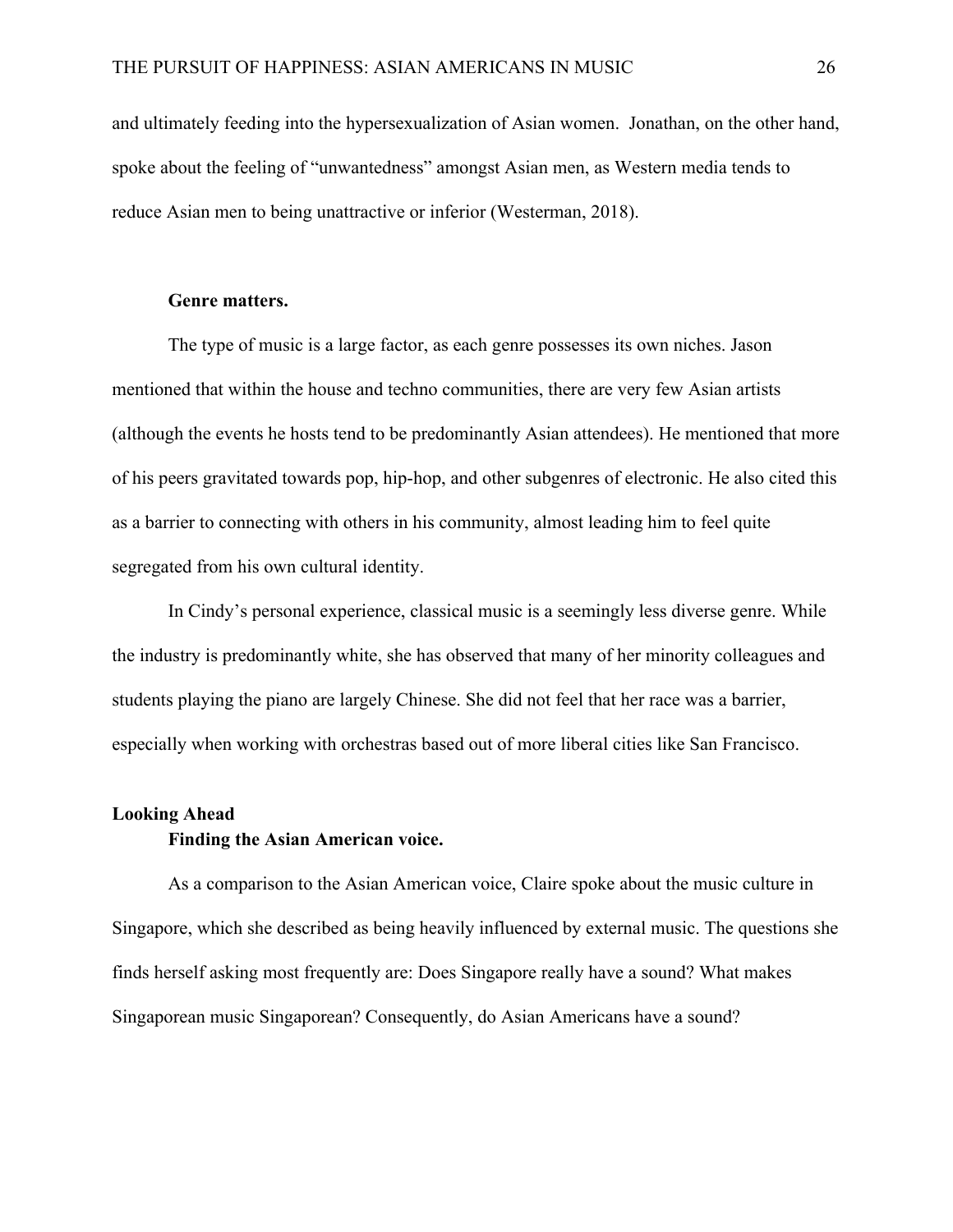and ultimately feeding into the hypersexualization of Asian women. Jonathan, on the other hand, spoke about the feeling of "unwantedness" amongst Asian men, as Western media tends to reduce Asian men to being unattractive or inferior (Westerman, 2018).

### Genre matters.

The type of music is a large factor, as each genre possesses its own niches. Jason mentioned that within the house and techno communities, there are very few Asian artists (although the events he hosts tend to be predominantly Asian attendees). He mentioned that more of his peers gravitated towards pop, hip-hop, and other subgenres of electronic. He also cited this as a barrier to connecting with others in his community, almost leading him to feel quite segregated from his own cultural identity.

In Cindy's personal experience, classical music is a seemingly less diverse genre. While the industry is predominantly white, she has observed that many of her minority colleagues and students playing the piano are largely Chinese. She did not feel that her race was a barrier, especially when working with orchestras based out of more liberal cities like San Francisco.

## Looking Ahead

### Finding the Asian American voice.

As a comparison to the Asian American voice, Claire spoke about the music culture in Singapore, which she described as being heavily influenced by external music. The questions she finds herself asking most frequently are: Does Singapore really have a sound? What makes Singaporean music Singaporean? Consequently, do Asian Americans have a sound?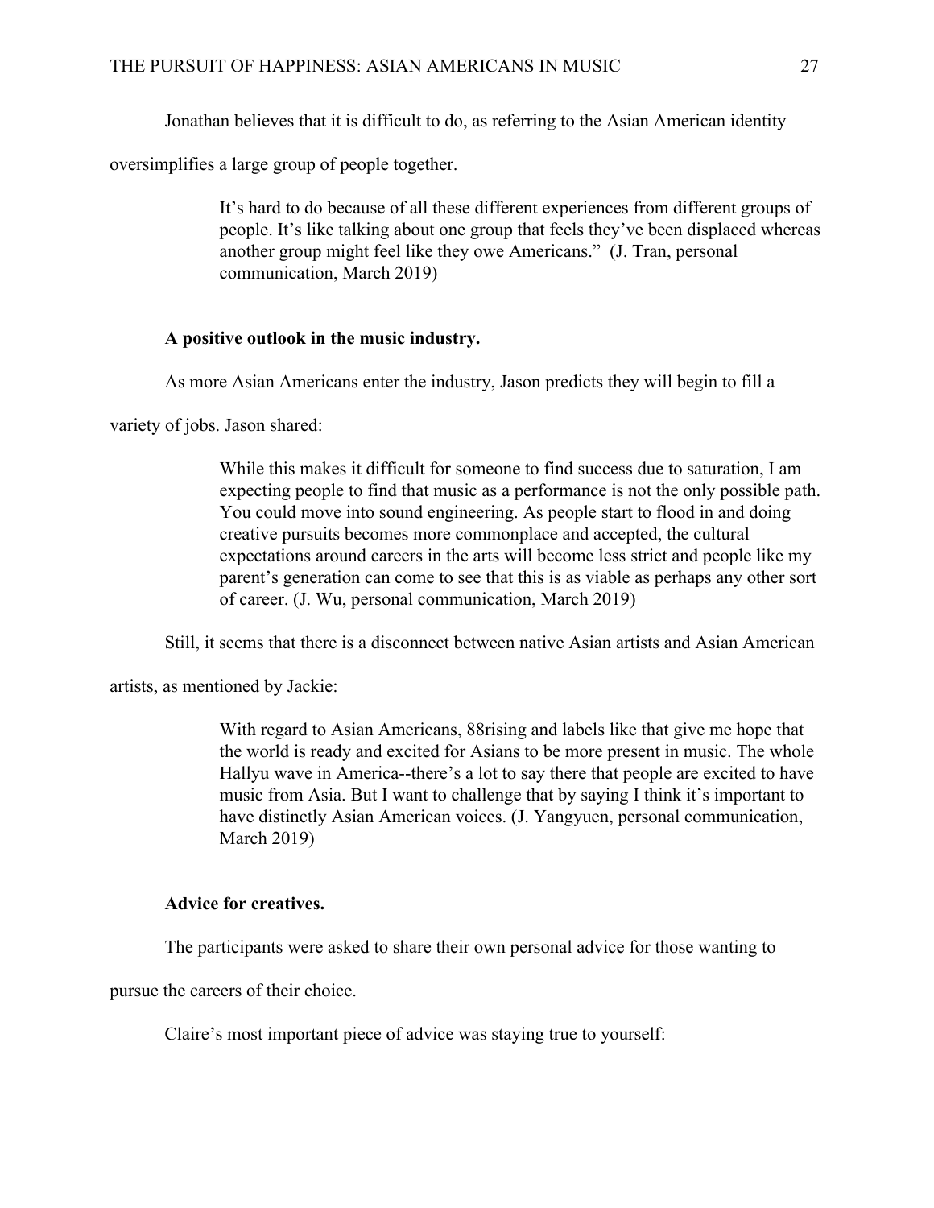Jonathan believes that it is difficult to do, as referring to the Asian American identity oversimplifies a large group of people together.

> It's hard to do because of all these different experiences from different groups of people. It's like talking about one group that feels they've been displaced whereas another group might feel like they owe Americans." (J. Tran, personal communication, March 2019)

**A positive outlook in the music industry.**

As more Asian Americans enter the industry, Jason predicts they will begin to fill a variety of jobs. Jason shared:

> While this makes it difficult for someone to find success due to saturation, I am expecting people to find that music as a performance is not the only possible path. You could move into sound engineering. As people start to flood in and doing creative pursuits becomes more commonplace and accepted, the cultural expectations around careers in the arts will become less strict and people like my parent's generation can come to see that this is as viable as perhaps any other sort of career. (J. Wu, personal communication, March 2019)

Still, it seems that there is a disconnect between native Asian artists and Asian American artists, as mentioned by Jackie:

> With regard to Asian Americans, 88rising and labels like that give me hope that the world is ready and excited for Asians to be more present in music. The whole Hallyu wave in America--there's a lot to say there that people are excited to have music from Asia. But I want to challenge that by saying I think it's important to have distinctly Asian American voices. (J. Yangyuen, personal communication, March 2019)

**Advice for creatives.**

The participants were asked to share their own personal advice for those wanting to pursue the careers of their choice.

Claire's most important piece of advice was staying true to yourself: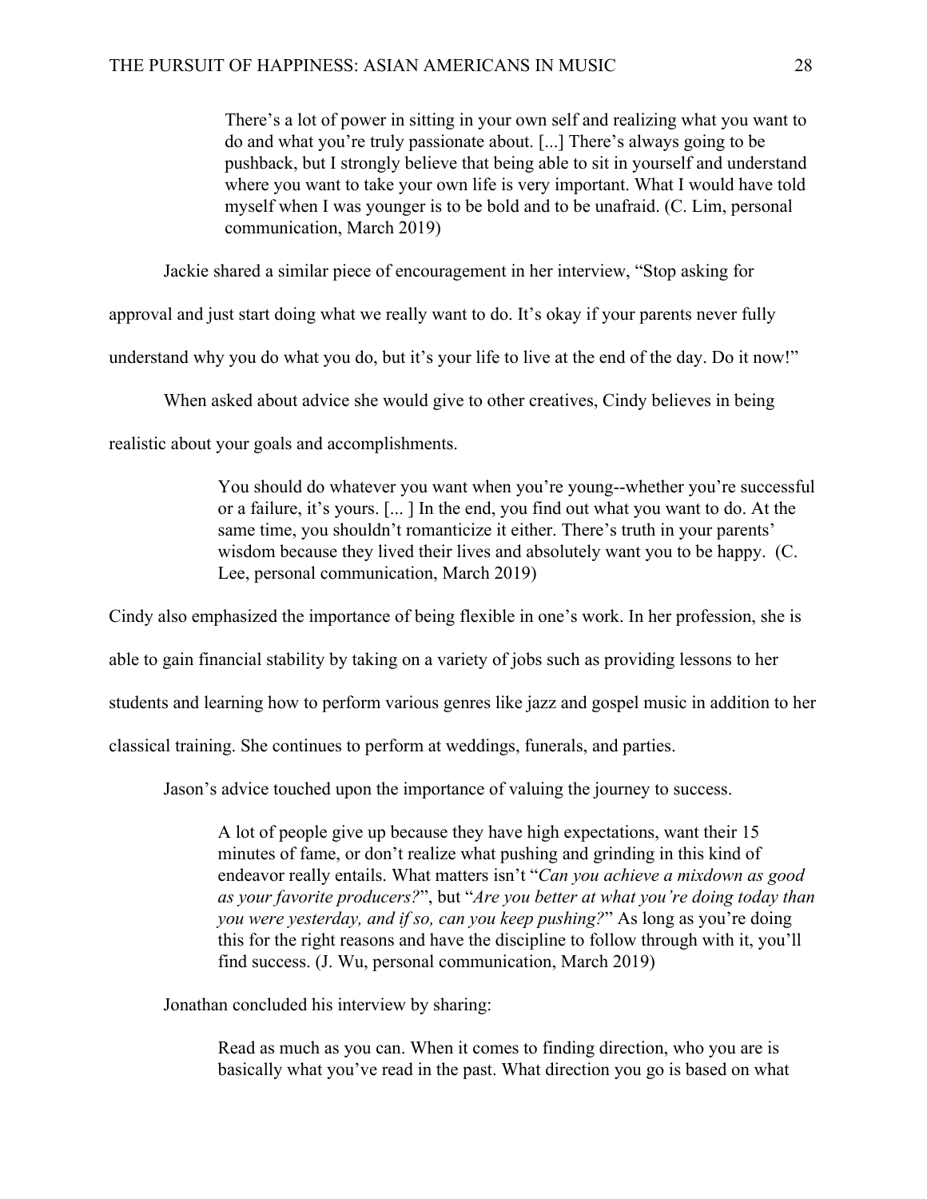> There's a lot of power in sitting in your own self and realizing what you want to do and what you're truly passionate about. [...] There's always going to be pushback, but I strongly believe that being able to sit in yourself and understand where you want to take your own life is very important. What I would have told myself when I was younger is to be bold and to be unafraid. (C. Lim, personal communication, March 2019)

Jackie shared a similar piece of encouragement in her interview, "Stop asking for approval and just start doing what we really want to do. It's okay if your parents never fully understand why you do what you do, but it's your life to live at the end of the day. Do it now!"

When asked about advice she would give to other creatives, Cindy believes in being realistic about your goals and accomplishments.

> You should do whatever you want when you're young--whether you're successful or a failure, it's yours. [... ] In the end, you find out what you want to do. At the same time, you shouldn't romanticize it either. There's truth in your parents' wisdom because they lived their lives and absolutely want you to be happy. (C. Lee, personal communication, March 2019)

Cindy also emphasized the importance of being flexible in one's work. In her profession, she is able to gain financial stability by taking on a variety of jobs such as providing lessons to her students and learning how to perform various genres like jazz and gospel music in addition to her classical training. She continues to perform at weddings, funerals, and parties.

Jason's advice touched upon the importance of valuing the journey to success.

> A lot of people give up because they have high expectations, want their 15 minutes of fame, or don't realize what pushing and grinding in this kind of endeavor really entails. What matters isn't "*Can you achieve a mixdown as good as your favorite producers?*", but "*Are you better at what you're doing today than you were yesterday, and if so, can you keep pushing?*" As long as you're doing this for the right reasons and have the discipline to follow through with it, you'll find success. (J. Wu, personal communication, March 2019)

Jonathan concluded his interview by sharing:

> Read as much as you can. When it comes to finding direction, who you are is basically what you've read in the past. What direction you go is based on what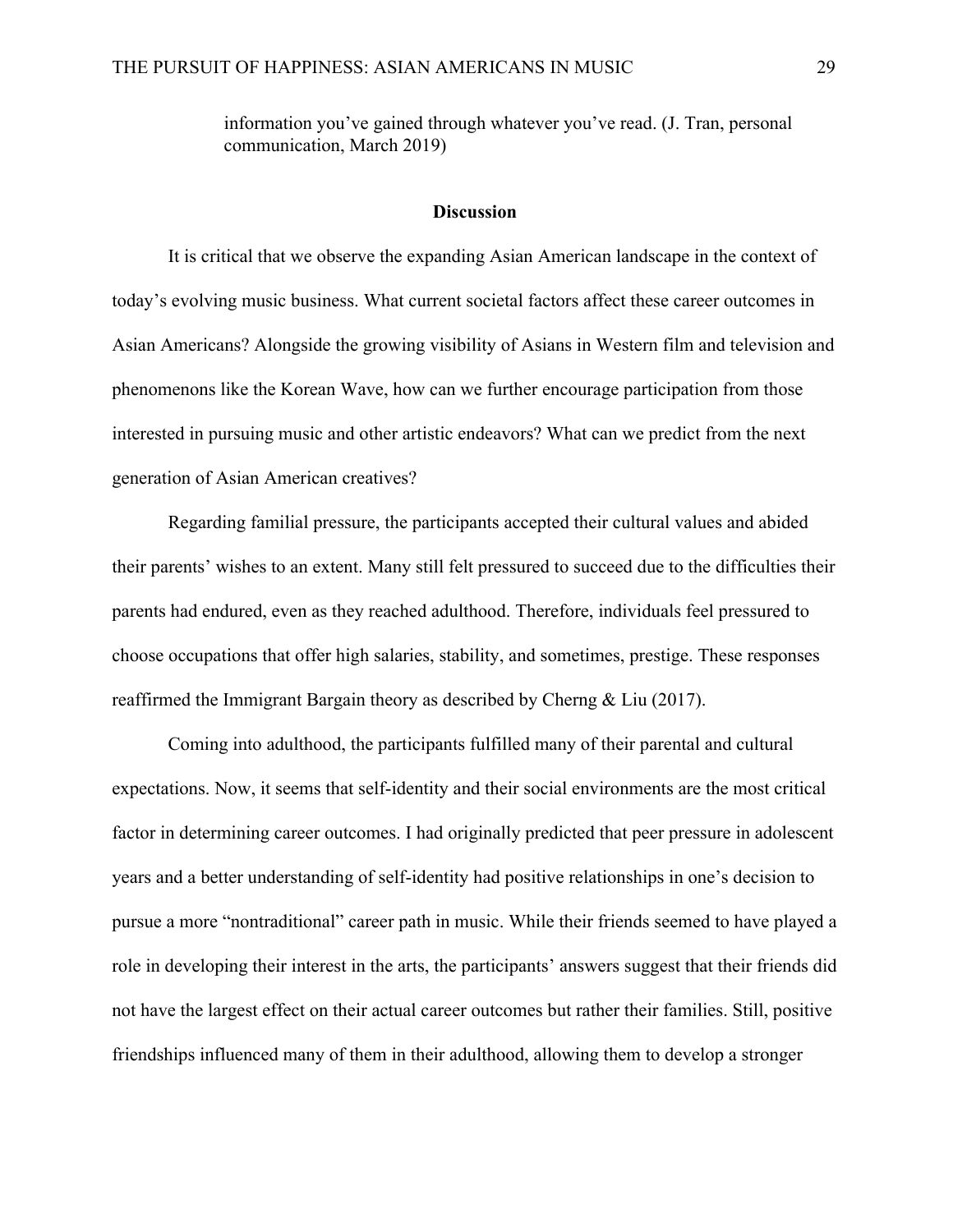> information you've gained through whatever you've read. (J. Tran, personal communication, March 2019)

## Discussion

It is critical that we observe the expanding Asian American landscape in the context of today's evolving music business. What current societal factors affect these career outcomes in Asian Americans? Alongside the growing visibility of Asians in Western film and television and phenomenons like the Korean Wave, how can we further encourage participation from those interested in pursuing music and other artistic endeavors? What can we predict from the next generation of Asian American creatives?

Regarding familial pressure, the participants accepted their cultural values and abided their parents' wishes to an extent. Many still felt pressured to succeed due to the difficulties their parents had endured, even as they reached adulthood. Therefore, individuals feel pressured to choose occupations that offer high salaries, stability, and sometimes, prestige. These responses reaffirmed the Immigrant Bargain theory as described by Cherng & Liu (2017).

Coming into adulthood, the participants fulfilled many of their parental and cultural expectations. Now, it seems that self-identity and their social environments are the most critical factor in determining career outcomes. I had originally predicted that peer pressure in adolescent years and a better understanding of self-identity had positive relationships in one's decision to pursue a more "nontraditional" career path in music. While their friends seemed to have played a role in developing their interest in the arts, the participants' answers suggest that their friends did not have the largest effect on their actual career outcomes but rather their families. Still, positive friendships influenced many of them in their adulthood, allowing them to develop a stronger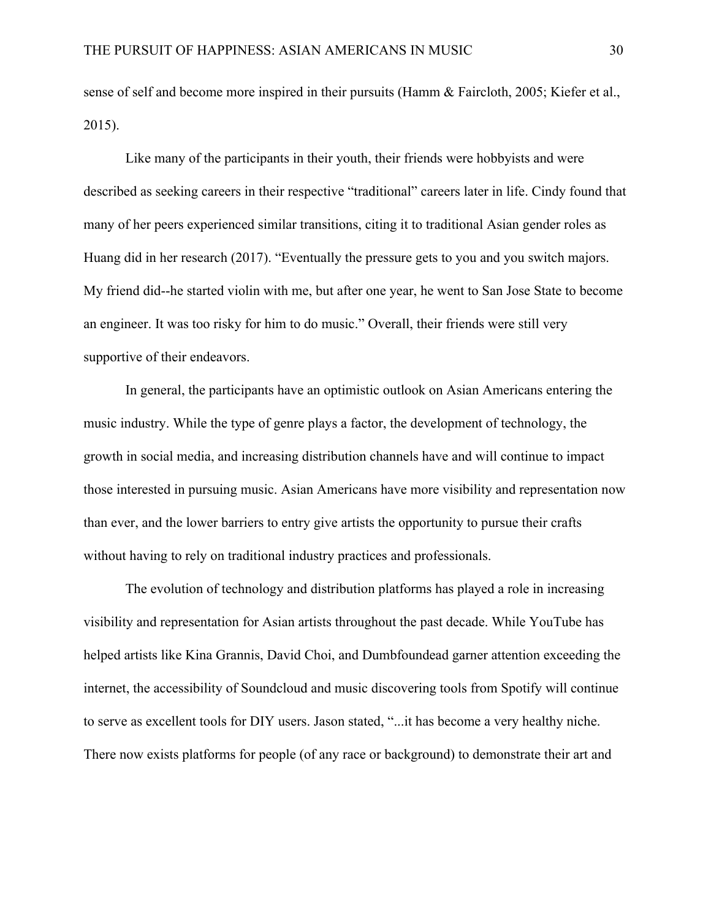sense of self and become more inspired in their pursuits (Hamm & Faircloth, 2005; Kiefer et al., 2015).

Like many of the participants in their youth, their friends were hobbyists and were described as seeking careers in their respective "traditional" careers later in life. Cindy found that many of her peers experienced similar transitions, citing it to traditional Asian gender roles as Huang did in her research (2017). "Eventually the pressure gets to you and you switch majors. My friend did--he started violin with me, but after one year, he went to San Jose State to become an engineer. It was too risky for him to do music." Overall, their friends were still very supportive of their endeavors.

In general, the participants have an optimistic outlook on Asian Americans entering the music industry. While the type of genre plays a factor, the development of technology, the growth in social media, and increasing distribution channels have and will continue to impact those interested in pursuing music. Asian Americans have more visibility and representation now than ever, and the lower barriers to entry give artists the opportunity to pursue their crafts without having to rely on traditional industry practices and professionals.

The evolution of technology and distribution platforms has played a role in increasing visibility and representation for Asian artists throughout the past decade. While YouTube has helped artists like Kina Grannis, David Choi, and Dumbfoundead garner attention exceeding the internet, the accessibility of Soundcloud and music discovering tools from Spotify will continue to serve as excellent tools for DIY users. Jason stated, "...it has become a very healthy niche. There now exists platforms for people (of any race or background) to demonstrate their art and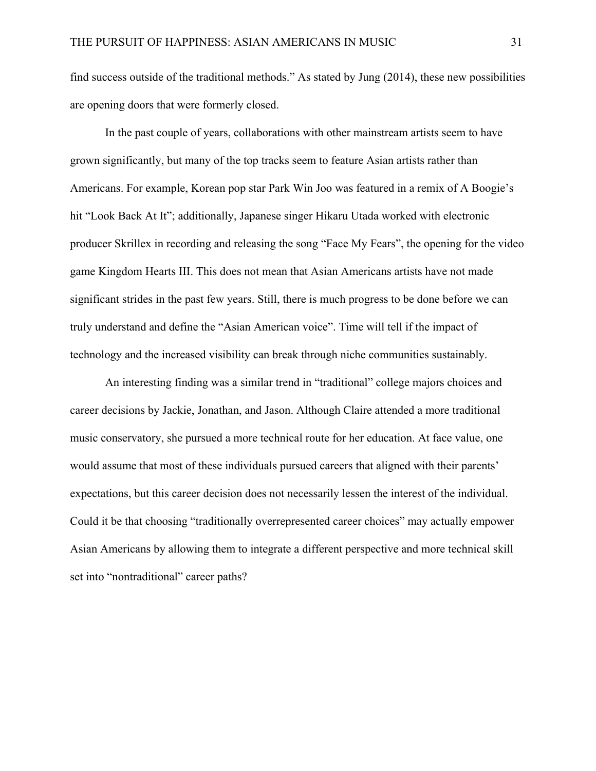find success outside of the traditional methods." As stated by Jung (2014), these new possibilities are opening doors that were formerly closed.

In the past couple of years, collaborations with other mainstream artists seem to have grown significantly, but many of the top tracks seem to feature Asian artists rather than Americans. For example, Korean pop star Park Win Joo was featured in a remix of A Boogie's hit "Look Back At It"; additionally, Japanese singer Hikaru Utada worked with electronic producer Skrillex in recording and releasing the song "Face My Fears", the opening for the video game Kingdom Hearts III. This does not mean that Asian Americans artists have not made significant strides in the past few years. Still, there is much progress to be done before we can truly understand and define the "Asian American voice". Time will tell if the impact of technology and the increased visibility can break through niche communities sustainably.

An interesting finding was a similar trend in "traditional" college majors choices and career decisions by Jackie, Jonathan, and Jason. Although Claire attended a more traditional music conservatory, she pursued a more technical route for her education. At face value, one would assume that most of these individuals pursued careers that aligned with their parents' expectations, but this career decision does not necessarily lessen the interest of the individual. Could it be that choosing "traditionally overrepresented career choices" may actually empower Asian Americans by allowing them to integrate a different perspective and more technical skill set into "nontraditional" career paths?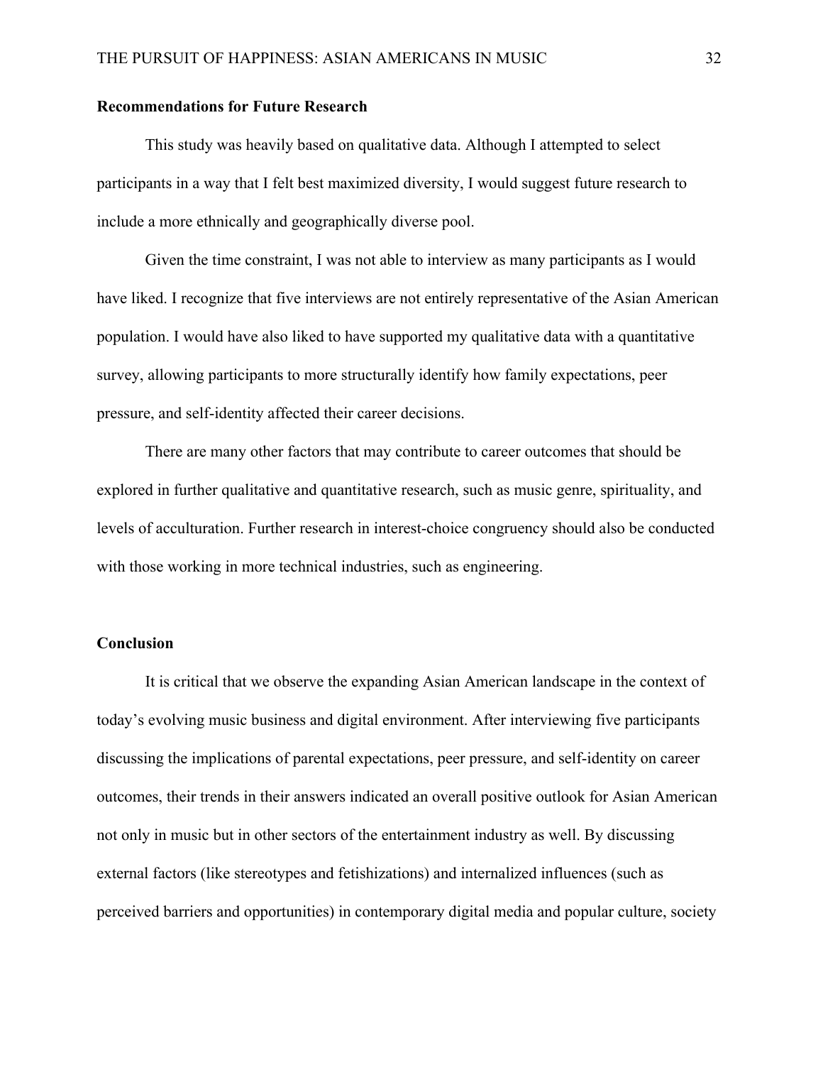**Recommendations for Future Research**

This study was heavily based on qualitative data. Although I attempted to select participants in a way that I felt best maximized diversity, I would suggest future research to include a more ethnically and geographically diverse pool.

Given the time constraint, I was not able to interview as many participants as I would have liked. I recognize that five interviews are not entirely representative of the Asian American population. I would have also liked to have supported my qualitative data with a quantitative survey, allowing participants to more structurally identify how family expectations, peer pressure, and self-identity affected their career decisions.

There are many other factors that may contribute to career outcomes that should be explored in further qualitative and quantitative research, such as music genre, spirituality, and levels of acculturation. Further research in interest-choice congruency should also be conducted with those working in more technical industries, such as engineering.

**Conclusion**

It is critical that we observe the expanding Asian American landscape in the context of today's evolving music business and digital environment. After interviewing five participants discussing the implications of parental expectations, peer pressure, and self-identity on career outcomes, their trends in their answers indicated an overall positive outlook for Asian American not only in music but in other sectors of the entertainment industry as well. By discussing external factors (like stereotypes and fetishizations) and internalized influences (such as perceived barriers and opportunities) in contemporary digital media and popular culture, society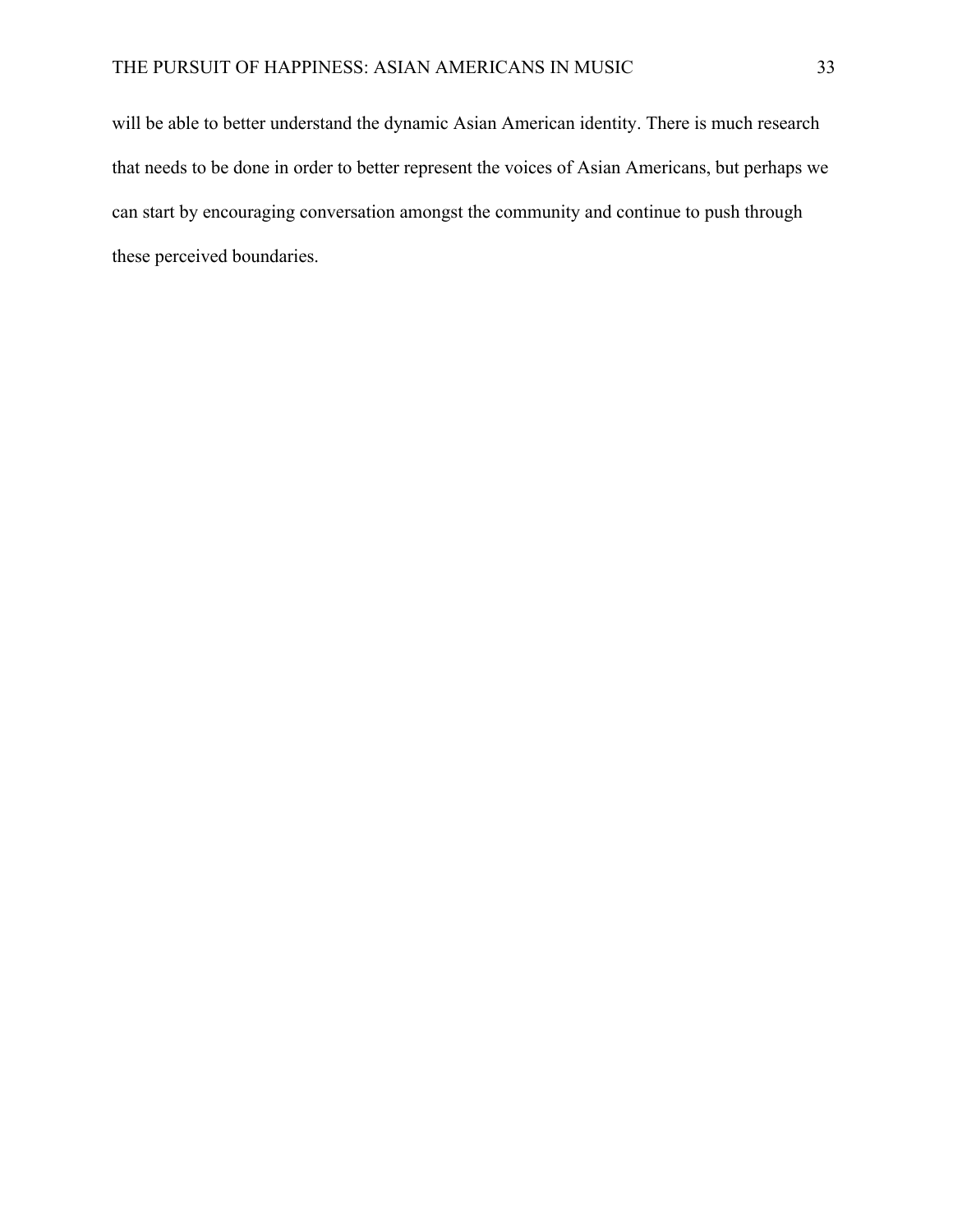will be able to better understand the dynamic Asian American identity. There is much research that needs to be done in order to better represent the voices of Asian Americans, but perhaps we can start by encouraging conversation amongst the community and continue to push through these perceived boundaries.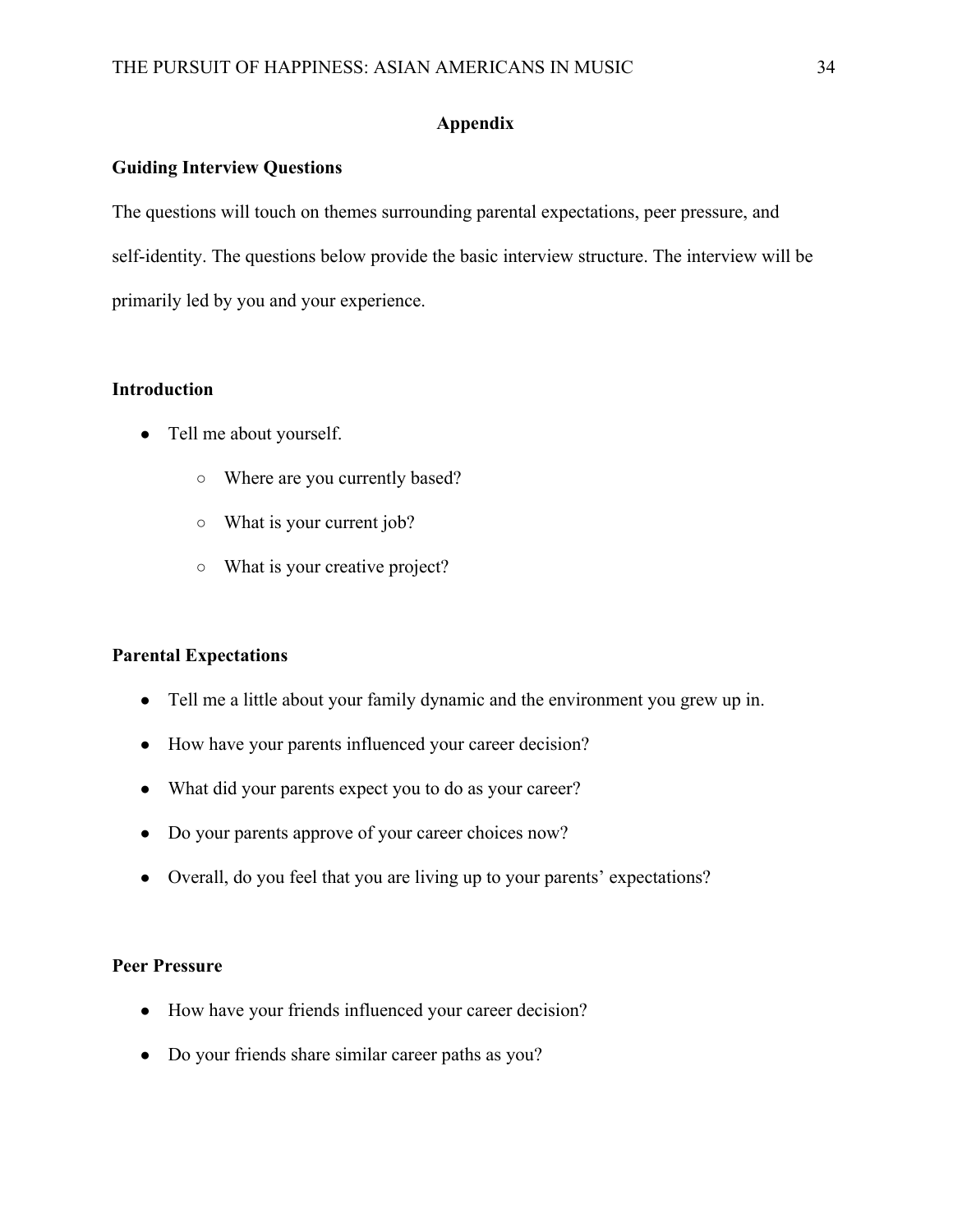# Appendix

## Guiding Interview Questions

The questions will touch on themes surrounding parental expectations, peer pressure, and self-identity. The questions below provide the basic interview structure. The interview will be primarily led by you and your experience.

### Introduction

- Tell me about yourself.
  - Where are you currently based?
  - What is your current job?
  - What is your creative project?

### Parental Expectations

- Tell me a little about your family dynamic and the environment you grew up in.
- How have your parents influenced your career decision?
- What did your parents expect you to do as your career?
- Do your parents approve of your career choices now?
- Overall, do you feel that you are living up to your parents' expectations?

### Peer Pressure

- How have your friends influenced your career decision?
- Do your friends share similar career paths as you?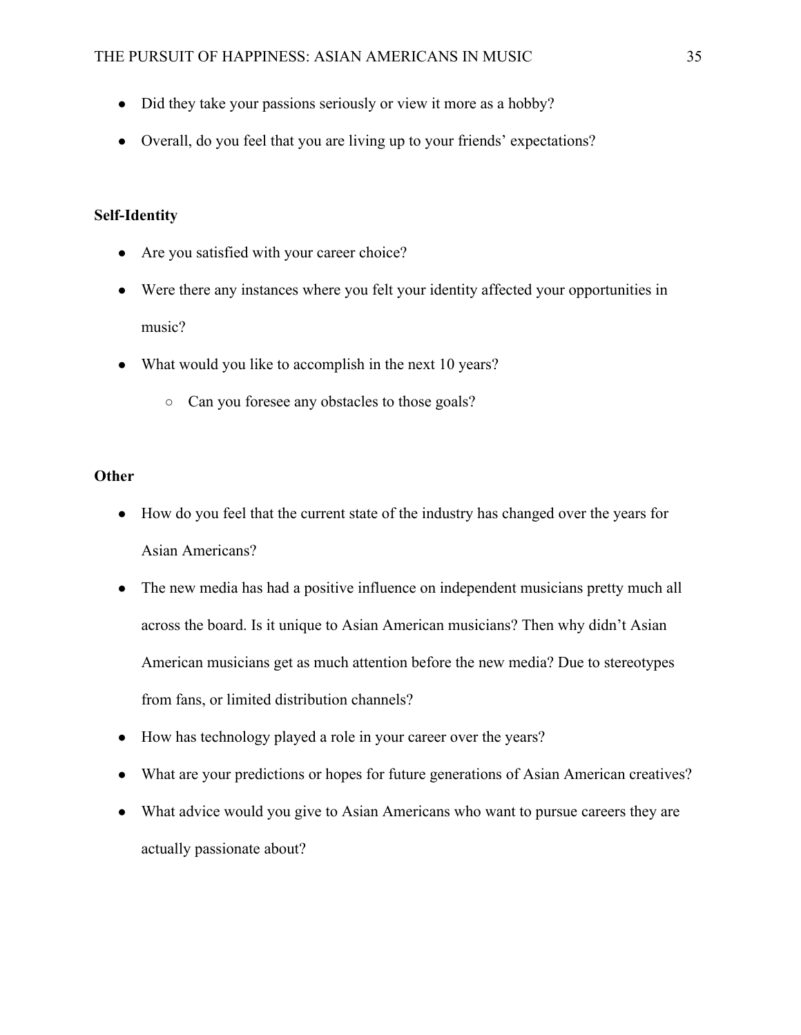- Did they take your passions seriously or view it more as a hobby?
- Overall, do you feel that you are living up to your friends' expectations?

**Self-Identity**

- Are you satisfied with your career choice?
- Were there any instances where you felt your identity affected your opportunities in music?
- What would you like to accomplish in the next 10 years?
    - Can you foresee any obstacles to those goals?

**Other**

- How do you feel that the current state of the industry has changed over the years for Asian Americans?
- The new media has had a positive influence on independent musicians pretty much all across the board. Is it unique to Asian American musicians? Then why didn't Asian American musicians get as much attention before the new media? Due to stereotypes from fans, or limited distribution channels?
- How has technology played a role in your career over the years?
- What are your predictions or hopes for future generations of Asian American creatives?
- What advice would you give to Asian Americans who want to pursue careers they are actually passionate about?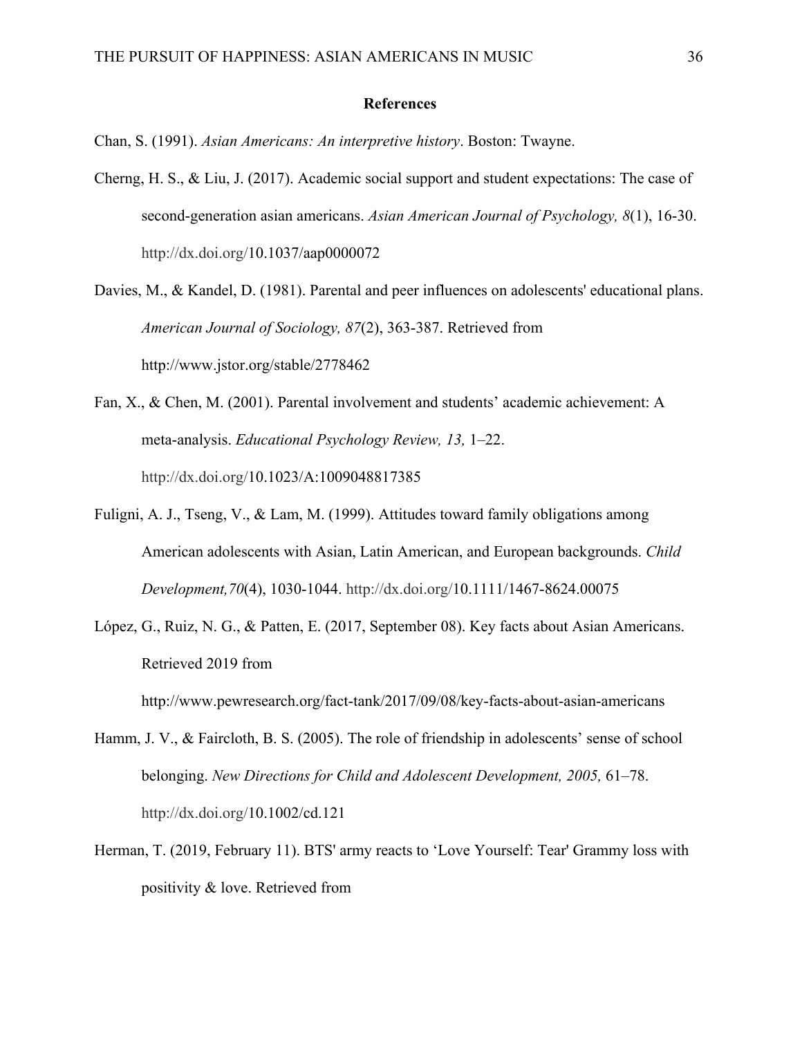**References**

Chan, S. (1991). *Asian Americans: An interpretive history*. Boston: Twayne.

Cherng, H. S., & Liu, J. (2017). Academic social support and student expectations: The case of second-generation asian americans. *Asian American Journal of Psychology, 8*(1), 16-30. http://dx.doi.org/10.1037/aap0000072

Davies, M., & Kandel, D. (1981). Parental and peer influences on adolescents' educational plans. *American Journal of Sociology, 87*(2), 363-387. Retrieved from http://www.jstor.org/stable/2778462

Fan, X., & Chen, M. (2001). Parental involvement and students' academic achievement: A meta-analysis. *Educational Psychology Review, 13,* 1–22. http://dx.doi.org/10.1023/A:1009048817385

Fuligni, A. J., Tseng, V., & Lam, M. (1999). Attitudes toward family obligations among American adolescents with Asian, Latin American, and European backgrounds. *Child Development,70*(4), 1030-1044. http://dx.doi.org/10.1111/1467-8624.00075

López, G., Ruiz, N. G., & Patten, E. (2017, September 08). Key facts about Asian Americans. Retrieved 2019 from http://www.pewresearch.org/fact-tank/2017/09/08/key-facts-about-asian-americans

Hamm, J. V., & Faircloth, B. S. (2005). The role of friendship in adolescents' sense of school belonging. *New Directions for Child and Adolescent Development, 2005,* 61–78. http://dx.doi.org/10.1002/cd.121

Herman, T. (2019, February 11). BTS' army reacts to 'Love Yourself: Tear' Grammy loss with positivity & love. Retrieved from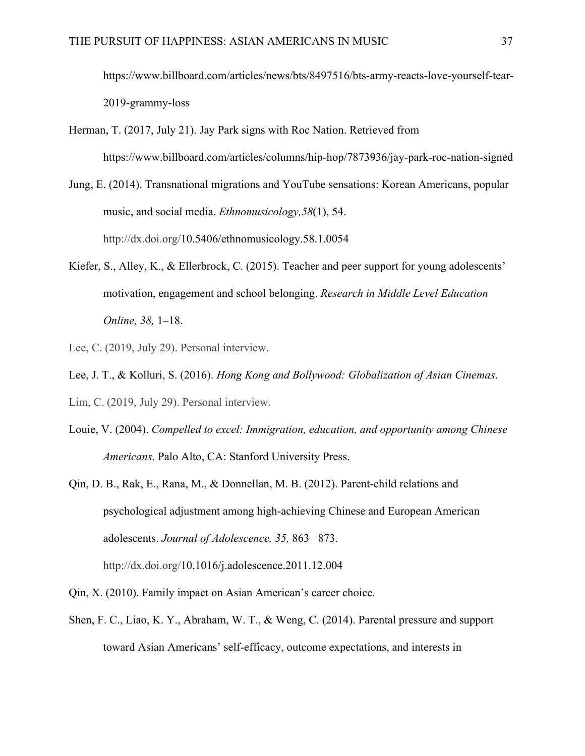https://www.billboard.com/articles/news/bts/8497516/bts-army-reacts-love-yourself-tear-2019-grammy-loss

Herman, T. (2017, July 21). Jay Park signs with Roc Nation. Retrieved from https://www.billboard.com/articles/columns/hip-hop/7873936/jay-park-roc-nation-signed

Jung, E. (2014). Transnational migrations and YouTube sensations: Korean Americans, popular music, and social media. *Ethnomusicology,58*(1), 54. http://dx.doi.org/10.5406/ethnomusicology.58.1.0054

Kiefer, S., Alley, K., & Ellerbrock, C. (2015). Teacher and peer support for young adolescents' motivation, engagement and school belonging. *Research in Middle Level Education Online, 38,* 1–18.

Lee, C. (2019, July 29). Personal interview.

Lee, J. T., & Kolluri, S. (2016). *Hong Kong and Bollywood: Globalization of Asian Cinemas*.

Lim, C. (2019, July 29). Personal interview.

Louie, V. (2004). *Compelled to excel: Immigration, education, and opportunity among Chinese Americans*. Palo Alto, CA: Stanford University Press.

Qin, D. B., Rak, E., Rana, M., & Donnellan, M. B. (2012). Parent-child relations and psychological adjustment among high-achieving Chinese and European American adolescents. *Journal of Adolescence, 35,* 863– 873. http://dx.doi.org/10.1016/j.adolescence.2011.12.004

Qin, X. (2010). Family impact on Asian American's career choice.

Shen, F. C., Liao, K. Y., Abraham, W. T., & Weng, C. (2014). Parental pressure and support toward Asian Americans' self-efficacy, outcome expectations, and interests in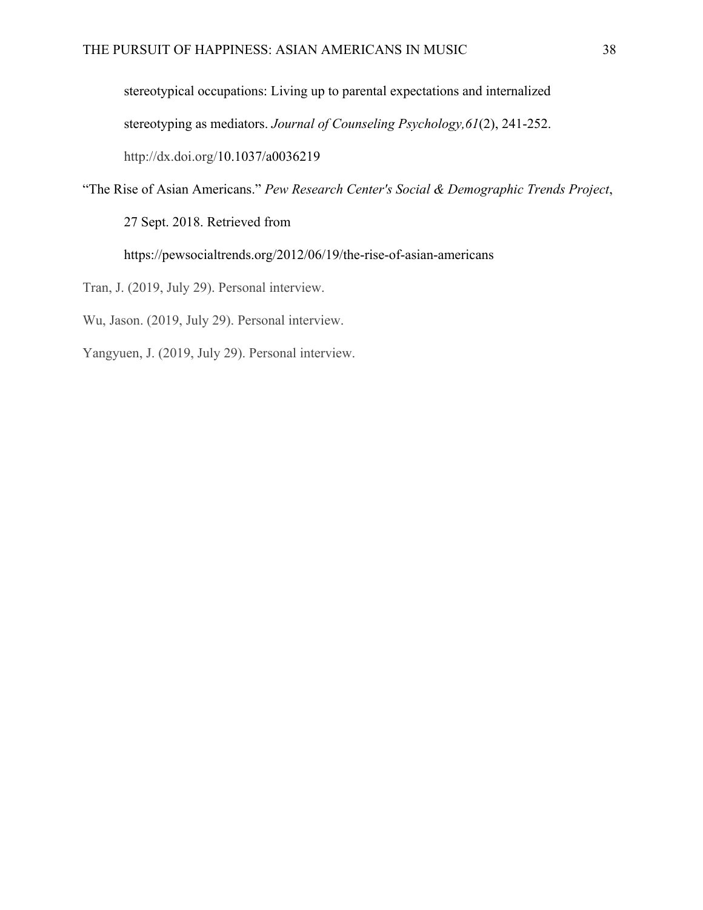stereotypical occupations: Living up to parental expectations and internalized stereotyping as mediators. *Journal of Counseling Psychology,61*(2), 241-252. http://dx.doi.org/10.1037/a0036219

“The Rise of Asian Americans.” *Pew Research Center's Social & Demographic Trends Project*, 27 Sept. 2018. Retrieved from https://pewsocialtrends.org/2012/06/19/the-rise-of-asian-americans

Tran, J. (2019, July 29). Personal interview.

Wu, Jason. (2019, July 29). Personal interview.

Yangyuen, J. (2019, July 29). Personal interview.